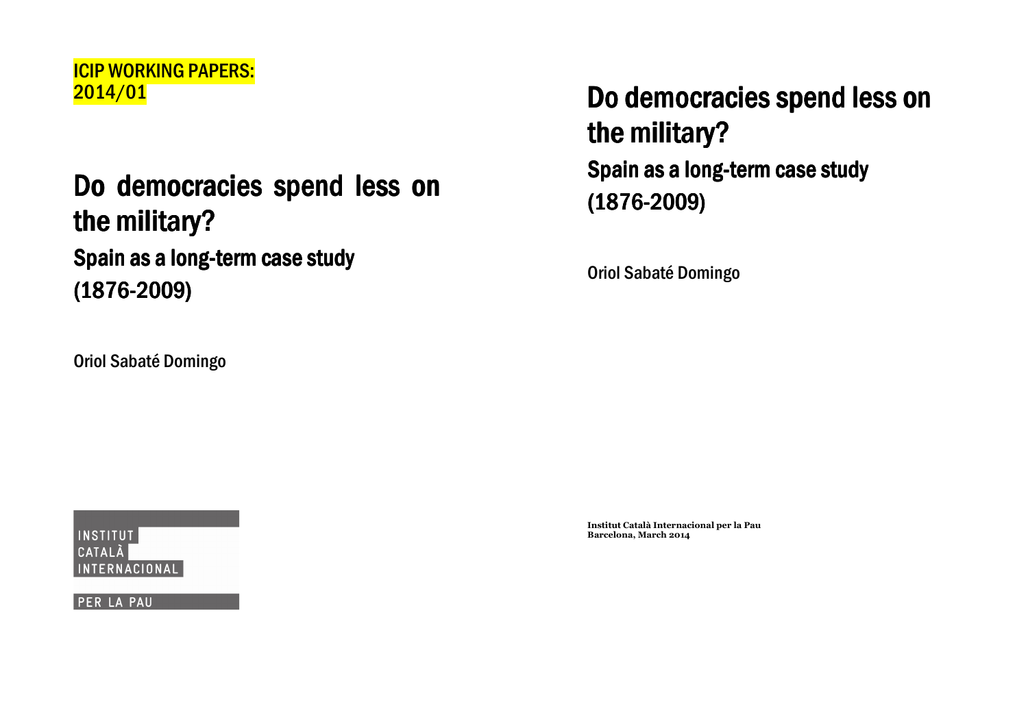ICIP WORKING PAPERS: 2014/01

# Do democracies spend less on the military?

## Spain as a long-term case study (1876-2009)

Oriol Sabaté Domingo

INSTITUT CATALÀ INTERNACIONAL PER LA PAU

# Do democracies spend less on the military?

## Spain as a long-term case study (1876-2009)

Oriol Sabaté Domingo

**Institut Català Internacional per la Pau**
**Barcelona, March 2014**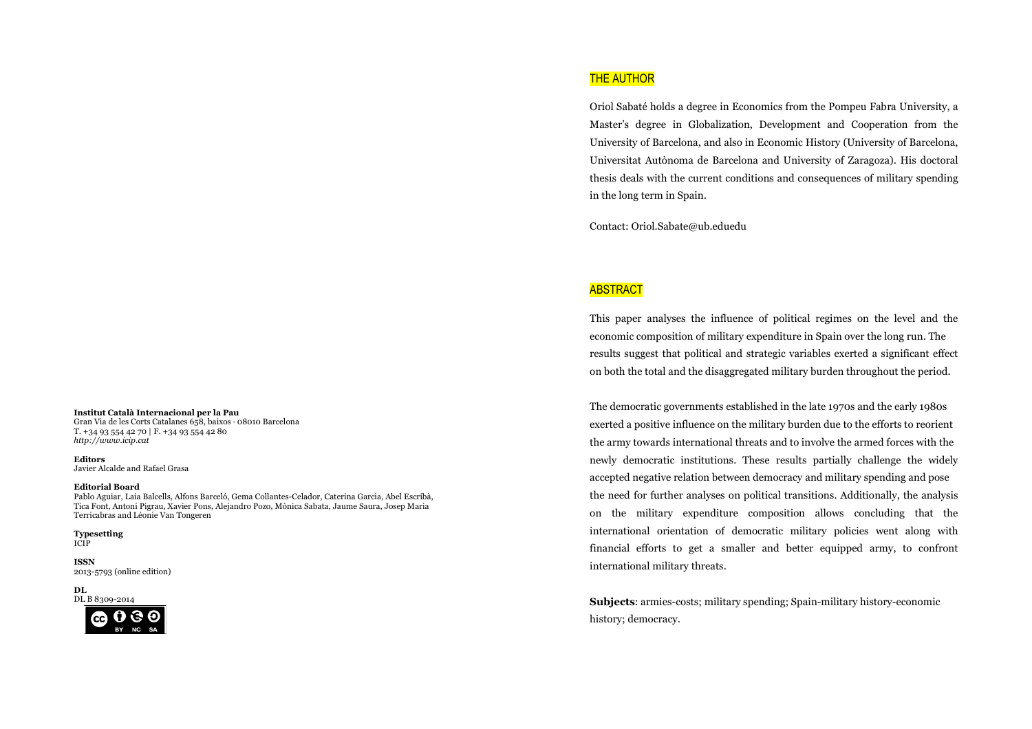**Institut Català Internacional per la Pau**
Gran Via de les Corts Catalanes 658, baixos · 08010 Barcelona
T. +34 93 554 42 70 | F. +34 93 554 42 80
*http://www.icip.cat*

**Editors**
Javier Alcalde and Rafael Grasa

**Editorial Board**
Pablo Aguiar, Laia Balcells, Alfons Barceló, Gema Collantes-Celador, Caterina Garcia, Abel Escribà, Tica Font, Antoni Pigrau, Xavier Pons, Alejandro Pozo, Mònica Sabata, Jaume Saura, Josep Maria Terricabras and Léonie Van Tongeren

**Typesetting**
ICIP

**ISSN**
2013-5793 (online edition)

**DL**
DL B 8309-2014

## THE AUTHOR

Oriol Sabaté holds a degree in Economics from the Pompeu Fabra University, a Master's degree in Globalization, Development and Cooperation from the University of Barcelona, and also in Economic History (University of Barcelona, Universitat Autònoma de Barcelona and University of Zaragoza). His doctoral thesis deals with the current conditions and consequences of military spending in the long term in Spain.

Contact: Oriol.Sabate@ub.eduedu

## ABSTRACT

This paper analyses the influence of political regimes on the level and the economic composition of military expenditure in Spain over the long run. The results suggest that political and strategic variables exerted a significant effect on both the total and the disaggregated military burden throughout the period.

The democratic governments established in the late 1970s and the early 1980s exerted a positive influence on the military burden due to the efforts to reorient the army towards international threats and to involve the armed forces with the newly democratic institutions. These results partially challenge the widely accepted negative relation between democracy and military spending and pose the need for further analyses on political transitions. Additionally, the analysis on the military expenditure composition allows concluding that the international orientation of democratic military policies went along with financial efforts to get a smaller and better equipped army, to confront international military threats.

**Subjects**: armies-costs; military spending; Spain-military history-economic history; democracy.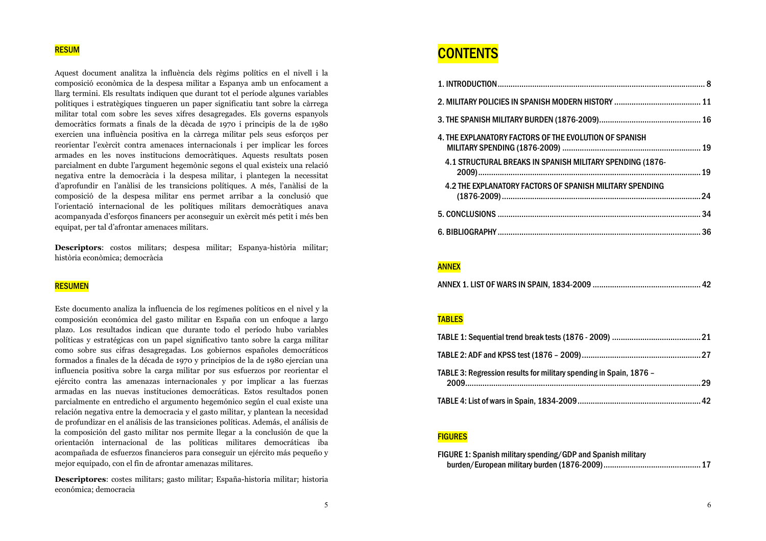## RESUM

Aquest document analitza la influència dels règims polítics en el nivell i la composició econòmica de la despesa militar a Espanya amb un enfocament a llarg termini. Els resultats indiquen que durant tot el període algunes variables polítiques i estratègiques tingueren un paper significatiu tant sobre la càrrega militar total com sobre les seves xifres desagregades. Els governs espanyols democràtics formats a finals de la dècada de 1970 i principis de la de 1980 exercien una influència positiva en la càrrega militar pels seus esforços per reorientar l'exèrcit contra amenaces internacionals i per implicar les forces armades en les noves institucions democràtiques. Aquests resultats posen parcialment en dubte l'argument hegemònic segons el qual existeix una relació negativa entre la democràcia i la despesa militar, i plantegen la necessitat d'aprofundir en l'anàlisi de les transicions polítiques. A més, l'anàlisi de la composició de la despesa militar ens permet arribar a la conclusió que l'orientació internacional de les polítiques militars democràtiques anava acompanyada d'esforços financers per aconseguir un exèrcit més petit i més ben equipat, per tal d'afrontar amenaces militars.

**Descriptors**: costos militars; despesa militar; Espanya-història militar; història econòmica; democràcia

## RESUMEN

Este documento analiza la influencia de los regímenes políticos en el nivel y la composición económica del gasto militar en España con un enfoque a largo plazo. Los resultados indican que durante todo el período hubo variables políticas y estratégicas con un papel significativo tanto sobre la carga militar como sobre sus cifras desagregadas. Los gobiernos españoles democráticos formados a finales de la década de 1970 y principios de la de 1980 ejercían una influencia positiva sobre la carga militar por sus esfuerzos por reorientar el ejército contra las amenazas internacionales y por implicar a las fuerzas armadas en las nuevas instituciones democráticas. Estos resultados ponen parcialmente en entredicho el argumento hegemónico según el cual existe una relación negativa entre la democracia y el gasto militar, y plantean la necesidad de profundizar en el análisis de las transiciones políticas. Además, el análisis de la composición del gasto militar nos permite llegar a la conclusión de que la orientación internacional de las políticas militares democráticas iba acompañada de esfuerzos financieros para conseguir un ejército más pequeño y mejor equipado, con el fin de afrontar amenazas militares.

**Descriptores**: costes militars; gasto militar; España-historia militar; historia económica; democracia

# CONTENTS

1. INTRODUCTION ..... 8
2. MILITARY POLICIES IN SPANISH MODERN HISTORY ..... 11
3. THE SPANISH MILITARY BURDEN (1876-2009) ..... 16
4. THE EXPLANATORY FACTORS OF THE EVOLUTION OF SPANISH MILITARY SPENDING (1876-2009) ..... 19
   - 4.1 STRUCTURAL BREAKS IN SPANISH MILITARY SPENDING (1876-2009) ..... 19
   - 4.2 THE EXPLANATORY FACTORS OF SPANISH MILITARY SPENDING (1876-2009) ..... 24
5. CONCLUSIONS ..... 34
6. BIBLIOGRAPHY ..... 36

## ANNEX

ANNEX 1. LIST OF WARS IN SPAIN, 1834-2009 ..... 42

## TABLES

TABLE 1: Sequential trend break tests (1876 - 2009) ..... 21

TABLE 2: ADF and KPSS test (1876 – 2009) ..... 27

TABLE 3: Regression results for military spending in Spain, 1876 – 2009 ..... 29

TABLE 4: List of wars in Spain, 1834-2009 ..... 42

## FIGURES

FIGURE 1: Spanish military spending/GDP and Spanish military burden/European military burden (1876-2009) ..... 17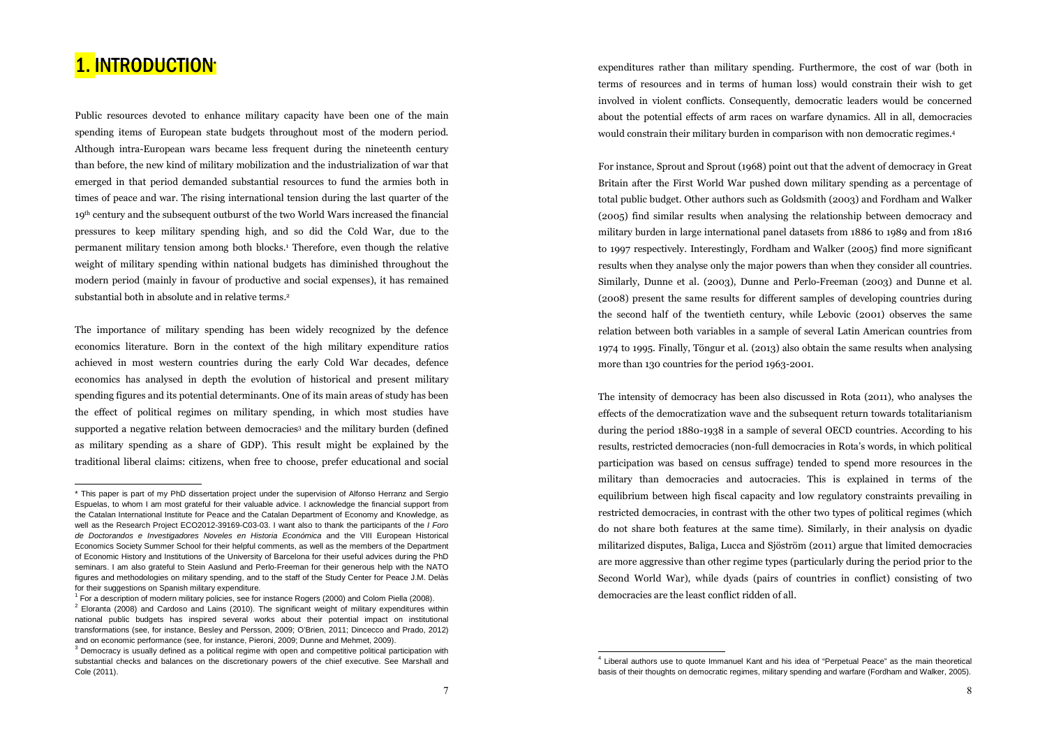# 1. INTRODUCTION*

Public resources devoted to enhance military capacity have been one of the main spending items of European state budgets throughout most of the modern period. Although intra-European wars became less frequent during the nineteenth century than before, the new kind of military mobilization and the industrialization of war that emerged in that period demanded substantial resources to fund the armies both in times of peace and war. The rising international tension during the last quarter of the 19th century and the subsequent outburst of the two World Wars increased the financial pressures to keep military spending high, and so did the Cold War, due to the permanent military tension among both blocks.[1] Therefore, even though the relative weight of military spending within national budgets has diminished throughout the modern period (mainly in favour of productive and social expenses), it has remained substantial both in absolute and in relative terms.[2]

The importance of military spending has been widely recognized by the defence economics literature. Born in the context of the high military expenditure ratios achieved in most western countries during the early Cold War decades, defence economics has analysed in depth the evolution of historical and present military spending figures and its potential determinants. One of its main areas of study has been the effect of political regimes on military spending, in which most studies have supported a negative relation between democracies[3] and the military burden (defined as military spending as a share of GDP). This result might be explained by the traditional liberal claims: citizens, when free to choose, prefer educational and social expenditures rather than military spending. Furthermore, the cost of war (both in terms of resources and in terms of human loss) would constrain their wish to get involved in violent conflicts. Consequently, democratic leaders would be concerned about the potential effects of arm races on warfare dynamics. All in all, democracies would constrain their military burden in comparison with non democratic regimes.[4]

For instance, Sprout and Sprout (1968) point out that the advent of democracy in Great Britain after the First World War pushed down military spending as a percentage of total public budget. Other authors such as Goldsmith (2003) and Fordham and Walker (2005) find similar results when analysing the relationship between democracy and military burden in large international panel datasets from 1886 to 1989 and from 1816 to 1997 respectively. Interestingly, Fordham and Walker (2005) find more significant results when they analyse only the major powers than when they consider all countries. Similarly, Dunne et al. (2003), Dunne and Perlo-Freeman (2003) and Dunne et al. (2008) present the same results for different samples of developing countries during the second half of the twentieth century, while Lebovic (2001) observes the same relation between both variables in a sample of several Latin American countries from 1974 to 1995. Finally, Töngur et al. (2013) also obtain the same results when analysing more than 130 countries for the period 1963-2001.

The intensity of democracy has been also discussed in Rota (2011), who analyses the effects of the democratization wave and the subsequent return towards totalitarianism during the period 1880-1938 in a sample of several OECD countries. According to his results, restricted democracies (non-full democracies in Rota's words, in which political participation was based on census suffrage) tended to spend more resources in the military than democracies and autocracies. This is explained in terms of the equilibrium between high fiscal capacity and low regulatory constraints prevailing in restricted democracies, in contrast with the other two types of political regimes (which do not share both features at the same time). Similarly, in their analysis on dyadic militarized disputes, Baliga, Lucca and Sjöström (2011) argue that limited democracies are more aggressive than other regime types (particularly during the period prior to the Second World War), while dyads (pairs of countries in conflict) consisting of two democracies are the least conflict ridden of all.

---

* This paper is part of my PhD dissertation project under the supervision of Alfonso Herranz and Sergio Espuelas, to whom I am most grateful for their valuable advice. I acknowledge the financial support from the Catalan International Institute for Peace and the Catalan Department of Economy and Knowledge, as well as the Research Project ECO2012-39169-C03-03. I want also to thank the participants of the *I Foro de Doctorandos e Investigadores Noveles en Historia Económica* and the VIII European Historical Economics Society Summer School for their helpful comments, as well as the members of the Department of Economic History and Institutions of the University of Barcelona for their useful advices during the PhD seminars. I am also grateful to Stein Aaslund and Perlo-Freeman for their generous help with the NATO figures and methodologies on military spending, and to the staff of the Study Center for Peace J.M. Delàs for their suggestions on Spanish military expenditure.

[1] For a description of modern military policies, see for instance Rogers (2000) and Colom Piella (2008).

[2] Eloranta (2008) and Cardoso and Lains (2010). The significant weight of military expenditures within national public budgets has inspired several works about their potential impact on institutional transformations (see, for instance, Besley and Persson, 2009; O'Brien, 2011; Dincecco and Prado, 2012) and on economic performance (see, for instance, Pieroni, 2009; Dunne and Mehmet, 2009).

[3] Democracy is usually defined as a political regime with open and competitive political participation with substantial checks and balances on the discretionary powers of the chief executive. See Marshall and Cole (2011).

[4] Liberal authors use to quote Immanuel Kant and his idea of "Perpetual Peace" as the main theoretical basis of their thoughts on democratic regimes, military spending and warfare (Fordham and Walker, 2005).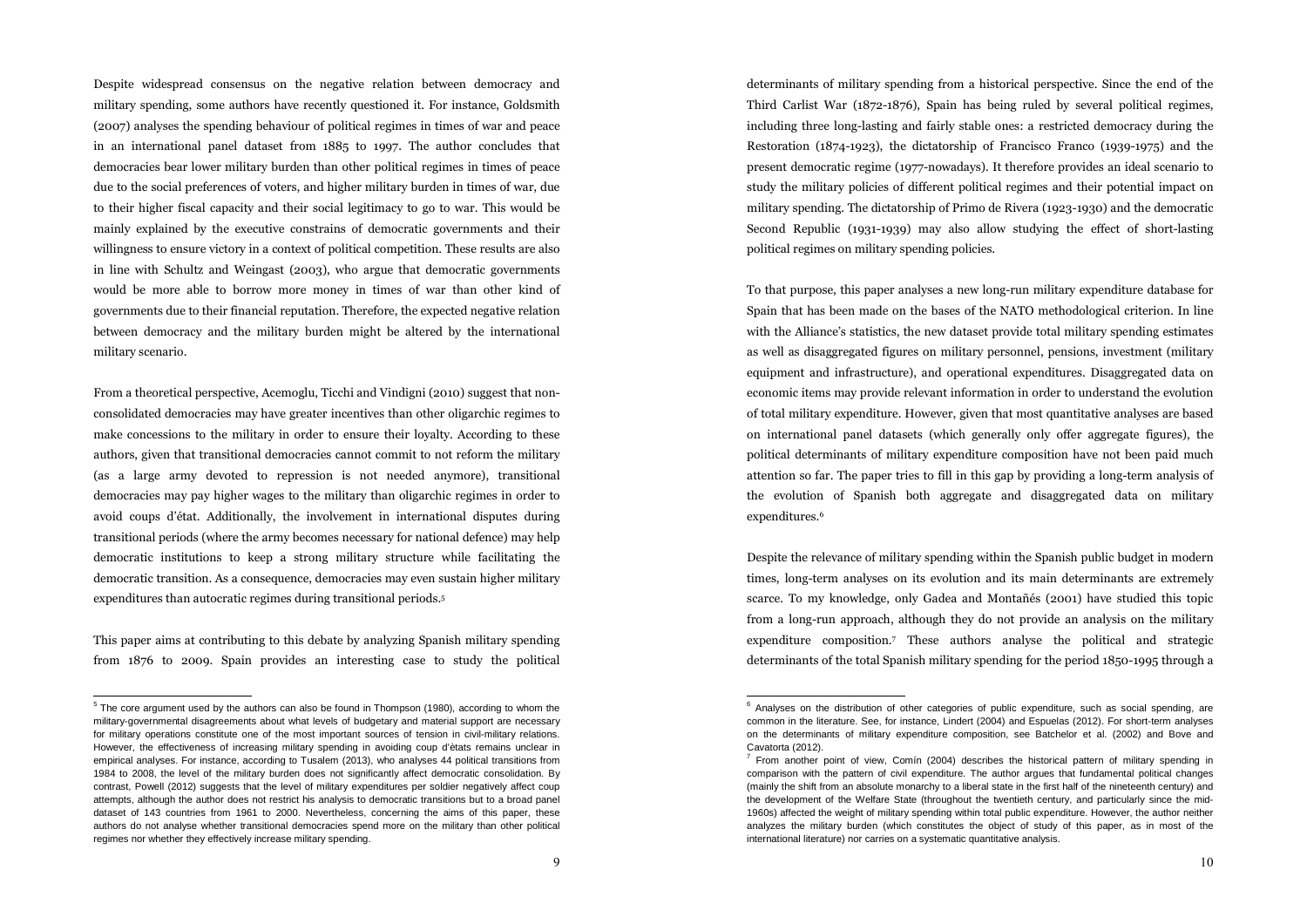Despite widespread consensus on the negative relation between democracy and military spending, some authors have recently questioned it. For instance, Goldsmith (2007) analyses the spending behaviour of political regimes in times of war and peace in an international panel dataset from 1885 to 1997. The author concludes that democracies bear lower military burden than other political regimes in times of peace due to the social preferences of voters, and higher military burden in times of war, due to their higher fiscal capacity and their social legitimacy to go to war. This would be mainly explained by the executive constrains of democratic governments and their willingness to ensure victory in a context of political competition. These results are also in line with Schultz and Weingast (2003), who argue that democratic governments would be more able to borrow more money in times of war than other kind of governments due to their financial reputation. Therefore, the expected negative relation between democracy and the military burden might be altered by the international military scenario.

From a theoretical perspective, Acemoglu, Ticchi and Vindigni (2010) suggest that non-consolidated democracies may have greater incentives than other oligarchic regimes to make concessions to the military in order to ensure their loyalty. According to these authors, given that transitional democracies cannot commit to not reform the military (as a large army devoted to repression is not needed anymore), transitional democracies may pay higher wages to the military than oligarchic regimes in order to avoid coups d'état. Additionally, the involvement in international disputes during transitional periods (where the army becomes necessary for national defence) may help democratic institutions to keep a strong military structure while facilitating the democratic transition. As a consequence, democracies may even sustain higher military expenditures than autocratic regimes during transitional periods.[5]

This paper aims at contributing to this debate by analyzing Spanish military spending from 1876 to 2009. Spain provides an interesting case to study the political determinants of military spending from a historical perspective. Since the end of the Third Carlist War (1872-1876), Spain has being ruled by several political regimes, including three long-lasting and fairly stable ones: a restricted democracy during the Restoration (1874-1923), the dictatorship of Francisco Franco (1939-1975) and the present democratic regime (1977-nowadays). It therefore provides an ideal scenario to study the military policies of different political regimes and their potential impact on military spending. The dictatorship of Primo de Rivera (1923-1930) and the democratic Second Republic (1931-1939) may also allow studying the effect of short-lasting political regimes on military spending policies.

To that purpose, this paper analyses a new long-run military expenditure database for Spain that has been made on the bases of the NATO methodological criterion. In line with the Alliance's statistics, the new dataset provide total military spending estimates as well as disaggregated figures on military personnel, pensions, investment (military equipment and infrastructure), and operational expenditures. Disaggregated data on economic items may provide relevant information in order to understand the evolution of total military expenditure. However, given that most quantitative analyses are based on international panel datasets (which generally only offer aggregate figures), the political determinants of military expenditure composition have not been paid much attention so far. The paper tries to fill in this gap by providing a long-term analysis of the evolution of Spanish both aggregate and disaggregated data on military expenditures.[6]

Despite the relevance of military spending within the Spanish public budget in modern times, long-term analyses on its evolution and its main determinants are extremely scarce. To my knowledge, only Gadea and Montañés (2001) have studied this topic from a long-run approach, although they do not provide an analysis on the military expenditure composition.[7] These authors analyse the political and strategic determinants of the total Spanish military spending for the period 1850-1995 through a

---

[5] The core argument used by the authors can also be found in Thompson (1980), according to whom the military-governmental disagreements about what levels of budgetary and material support are necessary for military operations constitute one of the most important sources of tension in civil-military relations. However, the effectiveness of increasing military spending in avoiding coup d'ètats remains unclear in empirical analyses. For instance, according to Tusalem (2013), who analyses 44 political transitions from 1984 to 2008, the level of the military burden does not significantly affect democratic consolidation. By contrast, Powell (2012) suggests that the level of military expenditures per soldier negatively affect coup attempts, although the author does not restrict his analysis to democratic transitions but to a broad panel dataset of 143 countries from 1961 to 2000. Nevertheless, concerning the aims of this paper, these authors do not analyse whether transitional democracies spend more on the military than other political regimes nor whether they effectively increase military spending.

[6] Analyses on the distribution of other categories of public expenditure, such as social spending, are common in the literature. See, for instance, Lindert (2004) and Espuelas (2012). For short-term analyses on the determinants of military expenditure composition, see Batchelor et al. (2002) and Bove and Cavatorta (2012).

[7] From another point of view, Comín (2004) describes the historical pattern of military spending in comparison with the pattern of civil expenditure. The author argues that fundamental political changes (mainly the shift from an absolute monarchy to a liberal state in the first half of the nineteenth century) and the development of the Welfare State (throughout the twentieth century, and particularly since the mid-1960s) affected the weight of military spending within total public expenditure. However, the author neither analyzes the military burden (which constitutes the object of study of this paper, as in most of the international literature) nor carries on a systematic quantitative analysis.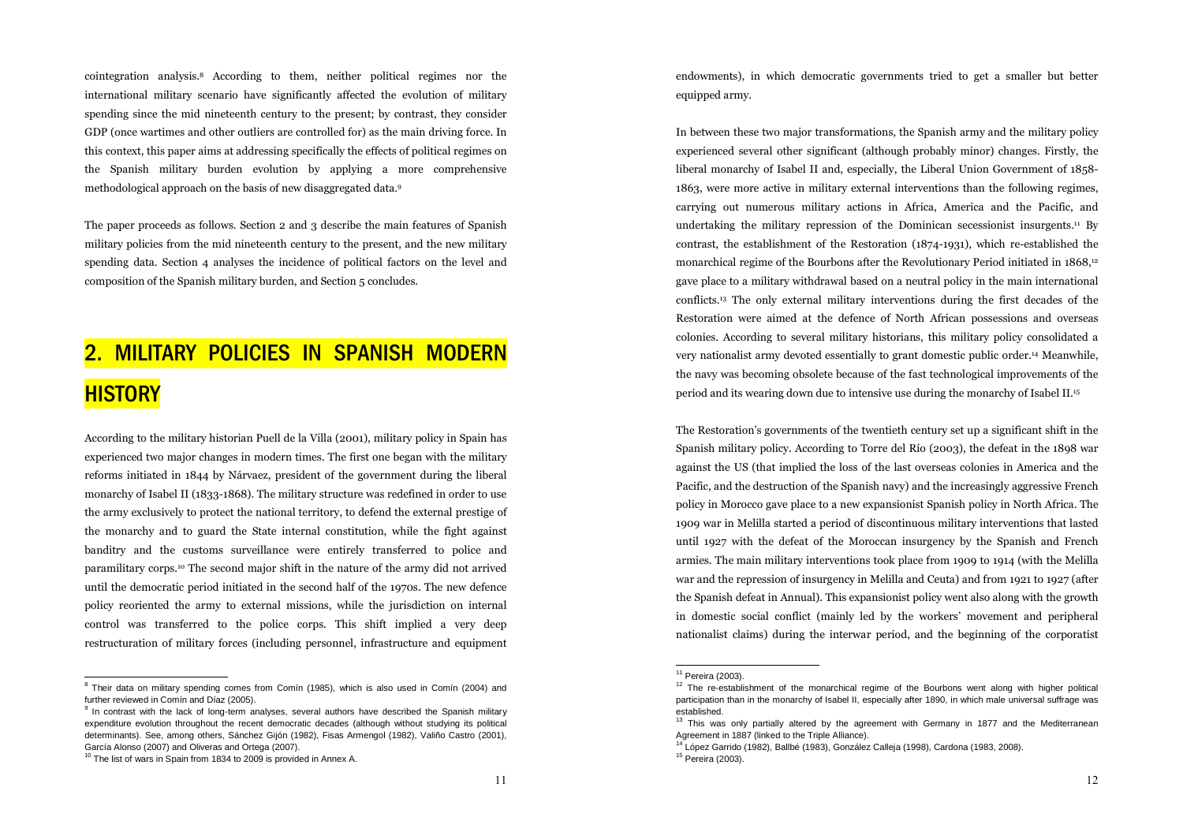cointegration analysis.[8] According to them, neither political regimes nor the international military scenario have significantly affected the evolution of military spending since the mid nineteenth century to the present; by contrast, they consider GDP (once wartimes and other outliers are controlled for) as the main driving force. In this context, this paper aims at addressing specifically the effects of political regimes on the Spanish military burden evolution by applying a more comprehensive methodological approach on the basis of new disaggregated data.[9]

The paper proceeds as follows. Section 2 and 3 describe the main features of Spanish military policies from the mid nineteenth century to the present, and the new military spending data. Section 4 analyses the incidence of political factors on the level and composition of the Spanish military burden, and Section 5 concludes.

## 2. MILITARY POLICIES IN SPANISH MODERN HISTORY

According to the military historian Puell de la Villa (2001), military policy in Spain has experienced two major changes in modern times. The first one began with the military reforms initiated in 1844 by Nárvaez, president of the government during the liberal monarchy of Isabel II (1833-1868). The military structure was redefined in order to use the army exclusively to protect the national territory, to defend the external prestige of the monarchy and to guard the State internal constitution, while the fight against banditry and the customs surveillance were entirely transferred to police and paramilitary corps.[10] The second major shift in the nature of the army did not arrived until the democratic period initiated in the second half of the 1970s. The new defence policy reoriented the army to external missions, while the jurisdiction on internal control was transferred to the police corps. This shift implied a very deep restructuration of military forces (including personnel, infrastructure and equipment endowments), in which democratic governments tried to get a smaller but better equipped army.

In between these two major transformations, the Spanish army and the military policy experienced several other significant (although probably minor) changes. Firstly, the liberal monarchy of Isabel II and, especially, the Liberal Union Government of 1858-1863, were more active in military external interventions than the following regimes, carrying out numerous military actions in Africa, America and the Pacific, and undertaking the military repression of the Dominican secessionist insurgents.[11] By contrast, the establishment of the Restoration (1874-1931), which re-established the monarchical regime of the Bourbons after the Revolutionary Period initiated in 1868,[12] gave place to a military withdrawal based on a neutral policy in the main international conflicts.[13] The only external military interventions during the first decades of the Restoration were aimed at the defence of North African possessions and overseas colonies. According to several military historians, this military policy consolidated a very nationalist army devoted essentially to grant domestic public order.[14] Meanwhile, the navy was becoming obsolete because of the fast technological improvements of the period and its wearing down due to intensive use during the monarchy of Isabel II.[15]

The Restoration's governments of the twentieth century set up a significant shift in the Spanish military policy. According to Torre del Río (2003), the defeat in the 1898 war against the US (that implied the loss of the last overseas colonies in America and the Pacific, and the destruction of the Spanish navy) and the increasingly aggressive French policy in Morocco gave place to a new expansionist Spanish policy in North Africa. The 1909 war in Melilla started a period of discontinuous military interventions that lasted until 1927 with the defeat of the Moroccan insurgency by the Spanish and French armies. The main military interventions took place from 1909 to 1914 (with the Melilla war and the repression of insurgency in Melilla and Ceuta) and from 1921 to 1927 (after the Spanish defeat in Annual). This expansionist policy went also along with the growth in domestic social conflict (mainly led by the workers' movement and peripheral nationalist claims) during the interwar period, and the beginning of the corporatist

---

[8] Their data on military spending comes from Comín (1985), which is also used in Comín (2004) and further reviewed in Comín and Díaz (2005).

[9] In contrast with the lack of long-term analyses, several authors have described the Spanish military expenditure evolution throughout the recent democratic decades (although without studying its political determinants). See, among others, Sánchez Gijón (1982), Fisas Armengol (1982), Valiño Castro (2001), García Alonso (2007) and Oliveras and Ortega (2007).

[10] The list of wars in Spain from 1834 to 2009 is provided in Annex A.

[11] Pereira (2003).

[12] The re-establishment of the monarchical regime of the Bourbons went along with higher political participation than in the monarchy of Isabel II, especially after 1890, in which male universal suffrage was established.

[13] This was only partially altered by the agreement with Germany in 1877 and the Mediterranean Agreement in 1887 (linked to the Triple Alliance).

[14] López Garrido (1982), Ballbé (1983), González Calleja (1998), Cardona (1983, 2008).

[15] Pereira (2003).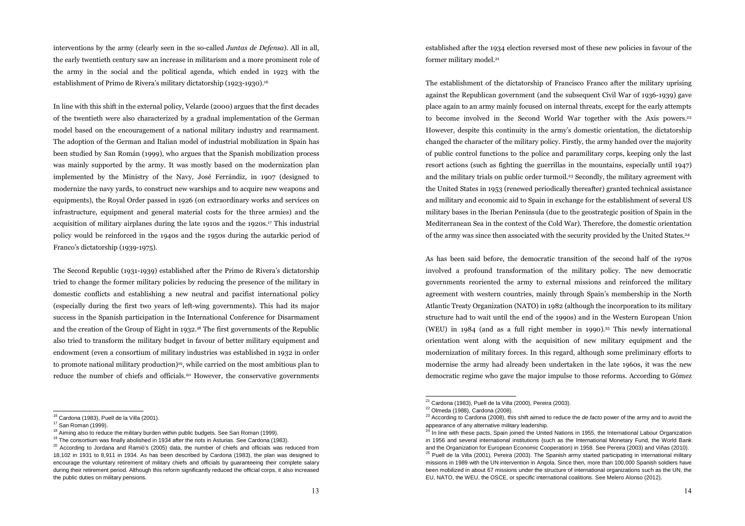interventions by the army (clearly seen in the so-called *Juntas de Defensa*). All in all, the early twentieth century saw an increase in militarism and a more prominent role of the army in the social and the political agenda, which ended in 1923 with the establishment of Primo de Rivera's military dictatorship (1923-1930).[16]

In line with this shift in the external policy, Velarde (2000) argues that the first decades of the twentieth were also characterized by a gradual implementation of the German model based on the encouragement of a national military industry and rearmament. The adoption of the German and Italian model of industrial mobilization in Spain has been studied by San Román (1999), who argues that the Spanish mobilization process was mainly supported by the army. It was mostly based on the modernization plan implemented by the Ministry of the Navy, José Ferrándiz, in 1907 (designed to modernize the navy yards, to construct new warships and to acquire new weapons and equipments), the Royal Order passed in 1926 (on extraordinary works and services on infrastructure, equipment and general material costs for the three armies) and the acquisition of military airplanes during the late 1910s and the 1920s.[17] This industrial policy would be reinforced in the 1940s and the 1950s during the autarkic period of Franco's dictatorship (1939-1975).

The Second Republic (1931-1939) established after the Primo de Rivera's dictatorship tried to change the former military policies by reducing the presence of the military in domestic conflicts and establishing a new neutral and pacifist international policy (especially during the first two years of left-wing governments). This had its major success in the Spanish participation in the International Conference for Disarmament and the creation of the Group of Eight in 1932.[18] The first governments of the Republic also tried to transform the military budget in favour of better military equipment and endowment (even a consortium of military industries was established in 1932 in order to promote national military production)[19], while carried on the most ambitious plan to reduce the number of chiefs and officials.[20] However, the conservative governments established after the 1934 election reversed most of these new policies in favour of the former military model.[21]

The establishment of the dictatorship of Francisco Franco after the military uprising against the Republican government (and the subsequent Civil War of 1936-1939) gave place again to an army mainly focused on internal threats, except for the early attempts to become involved in the Second World War together with the Axis powers.[22] However, despite this continuity in the army's domestic orientation, the dictatorship changed the character of the military policy. Firstly, the army handed over the majority of public control functions to the police and paramilitary corps, keeping only the last resort actions (such as fighting the guerrillas in the mountains, especially until 1947) and the military trials on public order turmoil.[23] Secondly, the military agreement with the United States in 1953 (renewed periodically thereafter) granted technical assistance and military and economic aid to Spain in exchange for the establishment of several US military bases in the Iberian Peninsula (due to the geostrategic position of Spain in the Mediterranean Sea in the context of the Cold War). Therefore, the domestic orientation of the army was since then associated with the security provided by the United States.[24]

As has been said before, the democratic transition of the second half of the 1970s involved a profound transformation of the military policy. The new democratic governments reoriented the army to external missions and reinforced the military agreement with western countries, mainly through Spain's membership in the North Atlantic Treaty Organization (NATO) in 1982 (although the incorporation to its military structure had to wait until the end of the 1990s) and in the Western European Union (WEU) in 1984 (and as a full right member in 1990).[25] This newly international orientation went along with the acquisition of new military equipment and the modernization of military forces. In this regard, although some preliminary efforts to modernise the army had already been undertaken in the late 1960s, it was the new democratic regime who gave the major impulse to those reforms. According to Gómez

---

[16] Cardona (1983), Puell de la Villa (2001).

[17] San Roman (1999).

[18] Aiming also to reduce the military burden within public budgets. See San Roman (1999).

[19] The consortium was finally abolished in 1934 after the riots in Asturias. See Cardona (1983).

[20] According to Jordana and Ramió's (2005) data, the number of chiefs and officials was reduced from 18,102 in 1931 to 8,911 in 1934. As has been described by Cardona (1983), the plan was designed to encourage the voluntary retirement of military chiefs and officials by guaranteeing their complete salary during their retirement period. Although this reform significantly reduced the official corps, it also increased the public duties on military pensions.

[21] Cardona (1983), Puell de la Villa (2000), Pereira (2003).

[22] Olmeda (1988), Cardona (2008).

[23] According to Cardona (2008), this shift aimed to reduce the *de facto* power of the army and to avoid the appearance of any alternative military leadership.

[24] In line with these pacts, Spain joined the United Nations in 1955, the International Labour Organization in 1956 and several international institutions (such as the International Monetary Fund, the World Bank and the Organization for European Economic Cooperation) in 1958. See Pereira (2003) and Viñas (2010).

[25] Puell de la Villa (2001), Pereira (2003). The Spanish army started participating in international military missions in 1989 with the UN intervention in Angola. Since then, more than 100,000 Spanish soldiers have been mobilized in about 67 missions under the structure of international organizations such as the UN, the EU, NATO, the WEU, the OSCE, or specific international coalitions. See Melero Alonso (2012).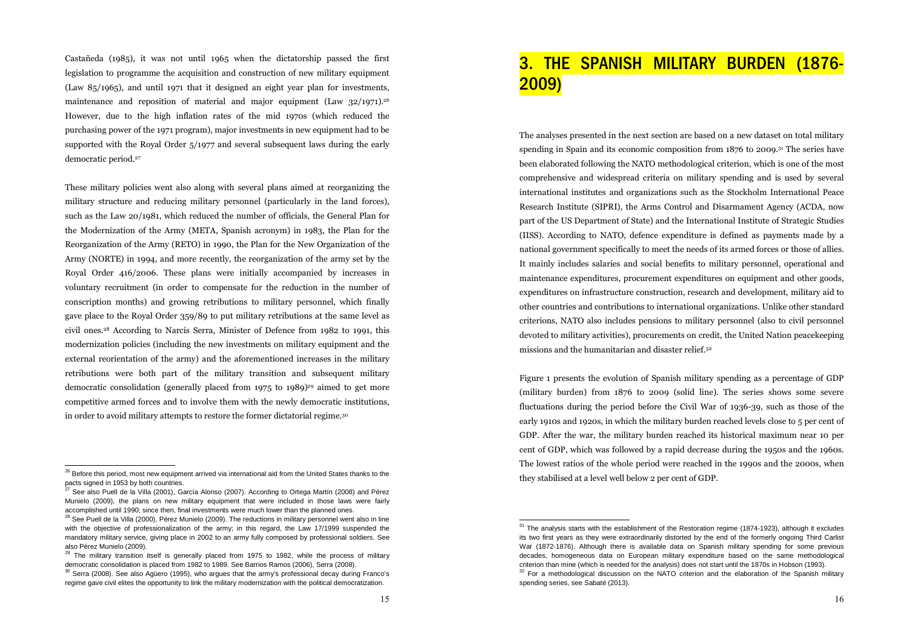Castañeda (1985), it was not until 1965 when the dictatorship passed the first legislation to programme the acquisition and construction of new military equipment (Law 85/1965), and until 1971 that it designed an eight year plan for investments, maintenance and reposition of material and major equipment (Law 32/1971).[26] However, due to the high inflation rates of the mid 1970s (which reduced the purchasing power of the 1971 program), major investments in new equipment had to be supported with the Royal Order 5/1977 and several subsequent laws during the early democratic period.[27]

These military policies went also along with several plans aimed at reorganizing the military structure and reducing military personnel (particularly in the land forces), such as the Law 20/1981, which reduced the number of officials, the General Plan for the Modernization of the Army (META, Spanish acronym) in 1983, the Plan for the Reorganization of the Army (RETO) in 1990, the Plan for the New Organization of the Army (NORTE) in 1994, and more recently, the reorganization of the army set by the Royal Order 416/2006. These plans were initially accompanied by increases in voluntary recruitment (in order to compensate for the reduction in the number of conscription months) and growing retributions to military personnel, which finally gave place to the Royal Order 359/89 to put military retributions at the same level as civil ones.[28] According to Narcís Serra, Minister of Defence from 1982 to 1991, this modernization policies (including the new investments on military equipment and the external reorientation of the army) and the aforementioned increases in the military retributions were both part of the military transition and subsequent military democratic consolidation (generally placed from 1975 to 1989)[29] aimed to get more competitive armed forces and to involve them with the newly democratic institutions, in order to avoid military attempts to restore the former dictatorial regime.[30]

[26] Before this period, most new equipment arrived via international aid from the United States thanks to the pacts signed in 1953 by both countries.

[27] See also Puell de la Villa (2001), García Alonso (2007). According to Ortega Martín (2008) and Pérez Muniel​o (2009), the plans on new military equipment that were included in those laws were fairly accomplished until 1990; since then, final investments were much lower than the planned ones.

[28] See Puell de la Villa (2000), Pérez Muniel​o (2009). The reductions in military personnel went also in line with the objective of professionalization of the army; in this regard, the Law 17/1999 suspended the mandatory military service, giving place in 2002 to an army fully composed by professional soldiers. See also Pérez Muniel​o (2009).

[29] The military transition itself is generally placed from 1975 to 1982, while the process of military democratic consolidation is placed from 1982 to 1989. See Barrios Ramos (2006), Serra (2008).

[30] Serra (2008). See also Agüero (1995), who argues that the army's professional decay during Franco's regime gave civil elites the opportunity to link the military modernization with the political democratization.

## 3. THE SPANISH MILITARY BURDEN (1876-2009)

The analyses presented in the next section are based on a new dataset on total military spending in Spain and its economic composition from 1876 to 2009.[31] The series have been elaborated following the NATO methodological criterion, which is one of the most comprehensive and widespread criteria on military spending and is used by several international institutes and organizations such as the Stockholm International Peace Research Institute (SIPRI), the Arms Control and Disarmament Agency (ACDA, now part of the US Department of State) and the International Institute of Strategic Studies (IISS). According to NATO, defence expenditure is defined as payments made by a national government specifically to meet the needs of its armed forces or those of allies. It mainly includes salaries and social benefits to military personnel, operational and maintenance expenditures, procurement expenditures on equipment and other goods, expenditures on infrastructure construction, research and development, military aid to other countries and contributions to international organizations. Unlike other standard criterions, NATO also includes pensions to military personnel (also to civil personnel devoted to military activities), procurements on credit, the United Nation peacekeeping missions and the humanitarian and disaster relief.[32]

Figure 1 presents the evolution of Spanish military spending as a percentage of GDP (military burden) from 1876 to 2009 (solid line). The series shows some severe fluctuations during the period before the Civil War of 1936-39, such as those of the early 1910s and 1920s, in which the military burden reached levels close to 5 per cent of GDP. After the war, the military burden reached its historical maximum near 10 per cent of GDP, which was followed by a rapid decrease during the 1950s and the 1960s. The lowest ratios of the whole period were reached in the 1990s and the 2000s, when they stabilised at a level well below 2 per cent of GDP.

[31] The analysis starts with the establishment of the Restoration regime (1874-1923), although it excludes its two first years as they were extraordinarily distorted by the end of the formerly ongoing Third Carlist War (1872-1876). Although there is available data on Spanish military spending for some previous decades, homogeneous data on European military expenditure based on the same methodological criterion than mine (which is needed for the analysis) does not start until the 1870s in Hobson (1993).

[32] For a methodological discussion on the NATO criterion and the elaboration of the Spanish military spending series, see Sabaté (2013).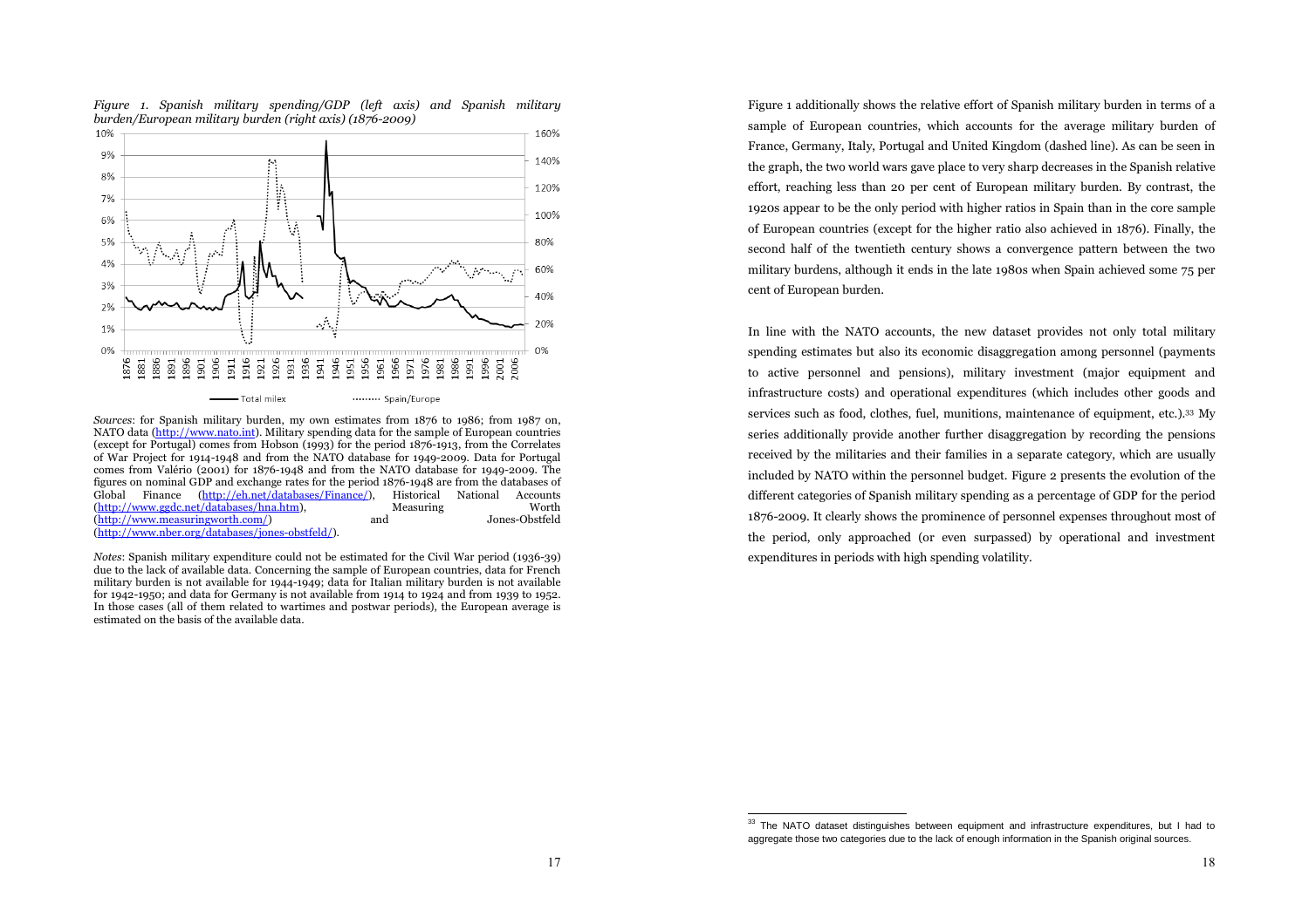*Figure 1. Spanish military spending/GDP (left axis) and Spanish military burden/European military burden (right axis) (1876-2009)*

*Sources*: for Spanish military burden, my own estimates from 1876 to 1986; from 1987 on, NATO data (http://www.nato.int). Military spending data for the sample of European countries (except for Portugal) comes from Hobson (1993) for the period 1876-1913, from the Correlates of War Project for 1914-1948 and from the NATO database for 1949-2009. Data for Portugal comes from Valério (2001) for 1876-1948 and from the NATO database for 1949-2009. The figures on nominal GDP and exchange rates for the period 1876-1948 are from the databases of Global Finance (http://eh.net/databases/Finance/), Historical National Accounts (http://www.ggdc.net/databases/hna.htm), Measuring Worth (http://www.measuringworth.com/) and Jones-Obstfeld (http://www.nber.org/databases/jones-obstfeld/).

*Notes*: Spanish military expenditure could not be estimated for the Civil War period (1936-39) due to the lack of available data. Concerning the sample of European countries, data for French military burden is not available for 1944-1949; data for Italian military burden is not available for 1942-1950; and data for Germany is not available from 1914 to 1924 and from 1939 to 1952. In those cases (all of them related to wartimes and postwar periods), the European average is estimated on the basis of the available data.

Figure 1 additionally shows the relative effort of Spanish military burden in terms of a sample of European countries, which accounts for the average military burden of France, Germany, Italy, Portugal and United Kingdom (dashed line). As can be seen in the graph, the two world wars gave place to very sharp decreases in the Spanish relative effort, reaching less than 20 per cent of European military burden. By contrast, the 1920s appear to be the only period with higher ratios in Spain than in the core sample of European countries (except for the higher ratio also achieved in 1876). Finally, the second half of the twentieth century shows a convergence pattern between the two military burdens, although it ends in the late 1980s when Spain achieved some 75 per cent of European burden.

In line with the NATO accounts, the new dataset provides not only total military spending estimates but also its economic disaggregation among personnel (payments to active personnel and pensions), military investment (major equipment and infrastructure costs) and operational expenditures (which includes other goods and services such as food, clothes, fuel, munitions, maintenance of equipment, etc.).[33] My series additionally provide another further disaggregation by recording the pensions received by the militaries and their families in a separate category, which are usually included by NATO within the personnel budget. Figure 2 presents the evolution of the different categories of Spanish military spending as a percentage of GDP for the period 1876-2009. It clearly shows the prominence of personnel expenses throughout most of the period, only approached (or even surpassed) by operational and investment expenditures in periods with high spending volatility.

[33] The NATO dataset distinguishes between equipment and infrastructure expenditures, but I had to aggregate those two categories due to the lack of enough information in the Spanish original sources.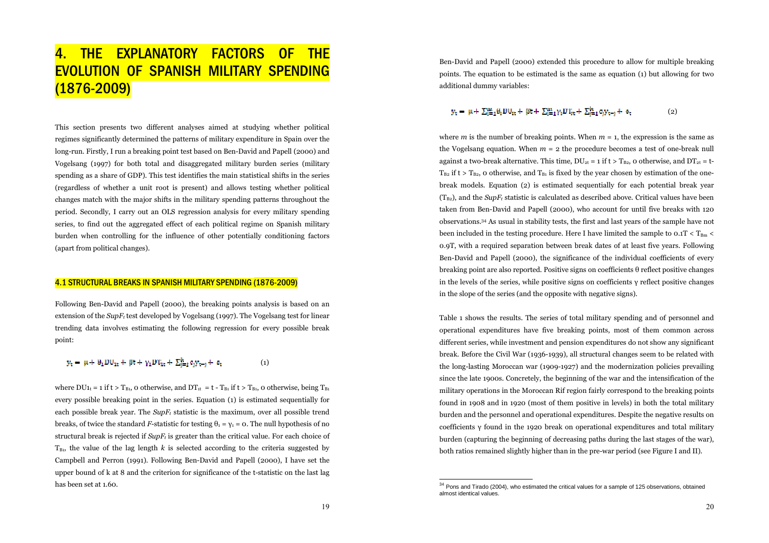# 4. THE EXPLANATORY FACTORS OF THE EVOLUTION OF SPANISH MILITARY SPENDING (1876-2009)

This section presents two different analyses aimed at studying whether political regimes significantly determined the patterns of military expenditure in Spain over the long-run. Firstly, I run a breaking point test based on Ben-David and Papell (2000) and Vogelsang (1997) for both total and disaggregated military burden series (military spending as a share of GDP). This test identifies the main statistical shifts in the series (regardless of whether a unit root is present) and allows testing whether political changes match with the major shifts in the military spending patterns throughout the period. Secondly, I carry out an OLS regression analysis for every military spending series, to find out the aggregated effect of each political regime on Spanish military burden when controlling for the influence of other potentially conditioning factors (apart from political changes).

## 4.1 STRUCTURAL BREAKS IN SPANISH MILITARY SPENDING (1876-2009)

Following Ben-David and Papell (2000), the breaking points analysis is based on an extension of the $SupF_t$ test developed by Vogelsang (1997). The Vogelsang test for linear trending data involves estimating the following regression for every possible break point:

$$y_t = \mu + \theta_1 DU_{1t} + \beta t + \gamma_1 DT_{1t} + \sum_{j=1}^{k} c_j y_{t-j} + e_t \qquad (1)$$

where $DU1_t = 1$ if $t > T_{B1}$, 0 otherwise, and $DT_{1t} = t - T_{B1}$ if $t > T_{B1}$, 0 otherwise, being $T_{B1}$ every possible breaking point in the series. Equation (1) is estimated sequentially for each possible break year. The $SupF_t$ statistic is the maximum, over all possible trend breaks, of twice the standard $F$-statistic for testing $\theta_1 = \gamma_1 = 0$. The null hypothesis of no structural break is rejected if $SupF_t$ is greater than the critical value. For each choice of $T_{B1}$, the value of the lag length $k$ is selected according to the criteria suggested by Campbell and Perron (1991). Following Ben-David and Papell (2000), I have set the upper bound of k at 8 and the criterion for significance of the t-statistic on the last lag has been set at 1.60.

Ben-David and Papell (2000) extended this procedure to allow for multiple breaking points. The equation to be estimated is the same as equation (1) but allowing for two additional dummy variables:

$$y_t = \mu + \sum_{i=1}^{m} \theta_i DU_{it} + \beta t + \sum_{i=1}^{m} \gamma_i DT_{it} + \sum_{j=1}^{k} c_j y_{t-j} + e_t \qquad (2)$$

where $m$ is the number of breaking points. When $m = 1$, the expression is the same as the Vogelsang equation. When $m = 2$ the procedure becomes a test of one-break null against a two-break alternative. This time, $DU_{2t} = 1$ if $t > T_{B2}$, 0 otherwise, and $DT_{2t} = t - T_{B2}$ if $t > T_{B2}$, 0 otherwise, and $T_{B1}$ is fixed by the year chosen by estimation of the one-break models. Equation (2) is estimated sequentially for each potential break year ($T_{B2}$), and the $SupF_t$ statistic is calculated as described above. Critical values have been taken from Ben-David and Papell (2000), who account for until five breaks with 120 observations.[34] As usual in stability tests, the first and last years of the sample have not been included in the testing procedure. Here I have limited the sample to $0.1T < T_{Bm} < 0.9T$, with a required separation between break dates of at least five years. Following Ben-David and Papell (2000), the significance of the individual coefficients of every breaking point are also reported. Positive signs on coefficients θ reflect positive changes in the levels of the series, while positive signs on coefficients γ reflect positive changes in the slope of the series (and the opposite with negative signs).

Table 1 shows the results. The series of total military spending and of personnel and operational expenditures have five breaking points, most of them common across different series, while investment and pension expenditures do not show any significant break. Before the Civil War (1936-1939), all structural changes seem to be related with the long-lasting Moroccan war (1909-1927) and the modernization policies prevailing since the late 1900s. Concretely, the beginning of the war and the intensification of the military operations in the Moroccan Rif region fairly correspond to the breaking points found in 1908 and in 1920 (most of them positive in levels) in both the total military burden and the personnel and operational expenditures. Despite the negative results on coefficients γ found in the 1920 break on operational expenditures and total military burden (capturing the beginning of decreasing paths during the last stages of the war), both ratios remained slightly higher than in the pre-war period (see Figure I and II).

[34] Pons and Tirado (2004), who estimated the critical values for a sample of 125 observations, obtained almost identical values.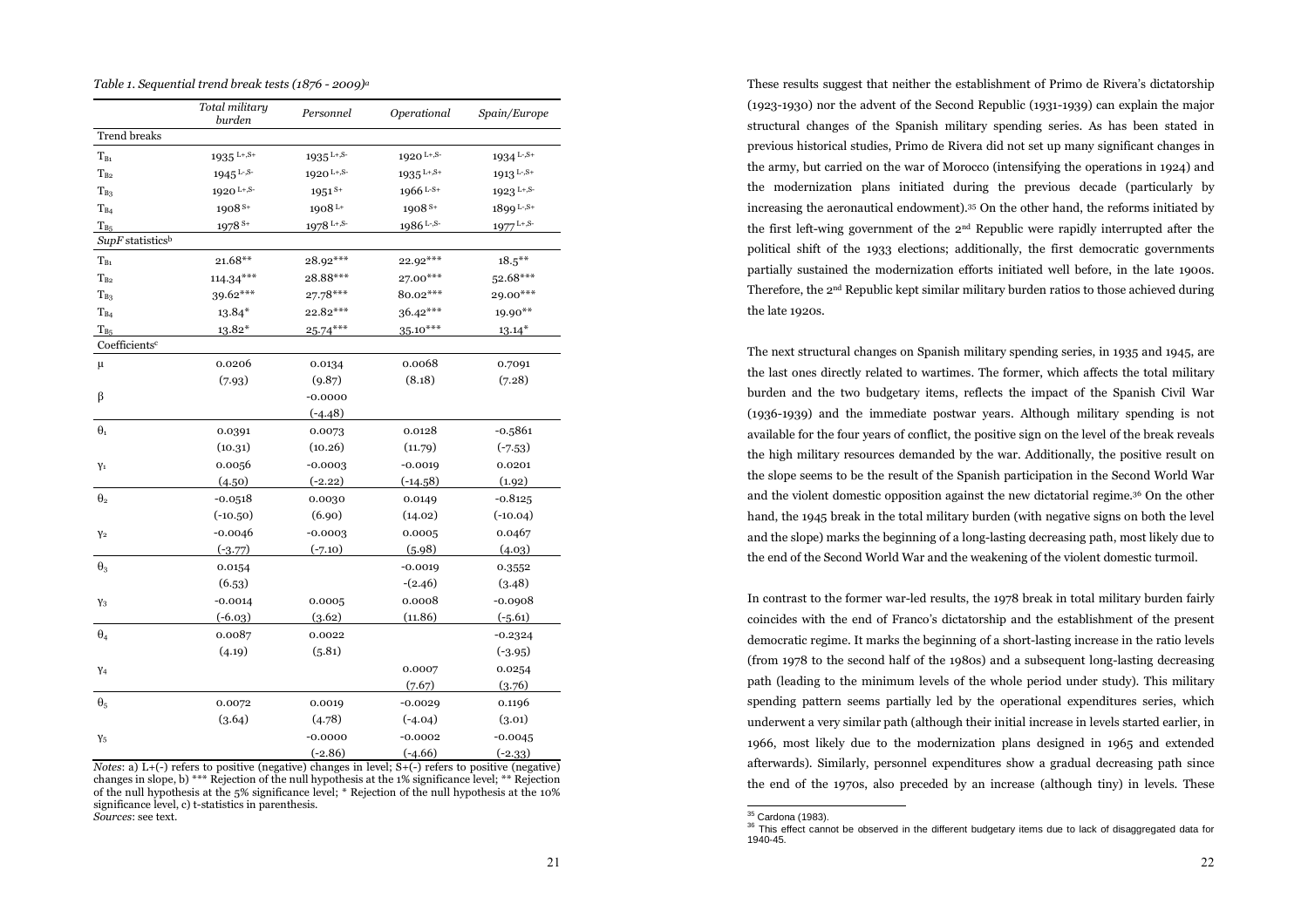*Table 1. Sequential trend break tests (1876 - 2009)[a]*

| | *Total military burden* | *Personnel* | *Operational* | *Spain/Europe* |
|---|---|---|---|---|
| Trend breaks | | | | |
| $T_{B1}$ | 1935 $^{L+,S+}$ | 1935 $^{L+,S-}$ | 1920 $^{L+,S-}$ | 1934 $^{L-,S+}$ |
| $T_{B2}$ | 1945 $^{L-,S-}$ | 1920 $^{L+,S-}$ | 1935 $^{L+,S+}$ | 1913 $^{L-,S+}$ |
| $T_{B3}$ | 1920 $^{L+,S-}$ | 1951 $^{S+}$ | 1966 $^{L-,S+}$ | 1923 $^{L+,S-}$ |
| $T_{B4}$ | 1908 $^{S+}$ | 1908 $^{L+}$ | 1908 $^{S+}$ | 1899 $^{L-,S+}$ |
| $T_{B5}$ | 1978 $^{S+}$ | 1978 $^{L+,S-}$ | 1986 $^{L-,S-}$ | 1977 $^{L+,S-}$ |
| *SupF* statistics[b] | | | | |
| $T_{B1}$ | 21.68** | 28.92*** | 22.92*** | 18.5** |
| $T_{B2}$ | 114.34*** | 28.88*** | 27.00*** | 52.68*** |
| $T_{B3}$ | 39.62*** | 27.78*** | 80.02*** | 29.00*** |
| $T_{B4}$ | 13.84* | 22.82*** | 36.42*** | 19.90** |
| $T_{B5}$ | 13.82* | 25.74*** | 35.10*** | 13.14* |
| Coefficients[c] | | | | |
| $\mu$ | 0.0206 | 0.0134 | 0.0068 | 0.7091 |
| | (7.93) | (9.87) | (8.18) | (7.28) |
| $\beta$ | | -0.0000 | | |
| | | (-4.48) | | |
| $\theta_1$ | 0.0391 | 0.0073 | 0.0128 | -0.5861 |
| | (10.31) | (10.26) | (11.79) | (-7.53) |
| $\gamma_1$ | 0.0056 | -0.0003 | -0.0019 | 0.0201 |
| | (4.50) | (-2.22) | (-14.58) | (1.92) |
| $\theta_2$ | -0.0518 | 0.0030 | 0.0149 | -0.8125 |
| | (-10.50) | (6.90) | (14.02) | (-10.04) |
| $\gamma_2$ | -0.0046 | -0.0003 | 0.0005 | 0.0467 |
| | (-3.77) | (-7.10) | (5.98) | (4.03) |
| $\theta_3$ | 0.0154 | | -0.0019 | 0.3552 |
| | (6.53) | | -(2.46) | (3.48) |
| $\gamma_3$ | -0.0014 | 0.0005 | 0.0008 | -0.0908 |
| | (-6.03) | (3.62) | (11.86) | (-5.61) |
| $\theta_4$ | 0.0087 | 0.0022 | | -0.2324 |
| | (4.19) | (5.81) | | (-3.95) |
| $\gamma_4$ | | | 0.0007 | 0.0254 |
| | | | (7.67) | (3.76) |
| $\theta_5$ | 0.0072 | 0.0019 | -0.0029 | 0.1196 |
| | (3.64) | (4.78) | (-4.04) | (3.01) |
| $\gamma_5$ | | -0.0000 | -0.0002 | -0.0045 |
| | | (-2.86) | (-4.66) | (-2.33) |

*Notes*: a) L+(-) refers to positive (negative) changes in level; S+(-) refers to positive (negative) changes in slope, b) *** Rejection of the null hypothesis at the 1% significance level; ** Rejection of the null hypothesis at the 5% significance level; * Rejection of the null hypothesis at the 10% significance level, c) t-statistics in parenthesis.
*Sources*: see text.

These results suggest that neither the establishment of Primo de Rivera's dictatorship (1923-1930) nor the advent of the Second Republic (1931-1939) can explain the major structural changes of the Spanish military spending series. As has been stated in previous historical studies, Primo de Rivera did not set up many significant changes in the army, but carried on the war of Morocco (intensifying the operations in 1924) and the modernization plans initiated during the previous decade (particularly by increasing the aeronautical endowment).[35] On the other hand, the reforms initiated by the first left-wing government of the 2nd Republic were rapidly interrupted after the political shift of the 1933 elections; additionally, the first democratic governments partially sustained the modernization efforts initiated well before, in the late 1900s. Therefore, the 2nd Republic kept similar military burden ratios to those achieved during the late 1920s.

The next structural changes on Spanish military spending series, in 1935 and 1945, are the last ones directly related to wartimes. The former, which affects the total military burden and the two budgetary items, reflects the impact of the Spanish Civil War (1936-1939) and the immediate postwar years. Although military spending is not available for the four years of conflict, the positive sign on the level of the break reveals the high military resources demanded by the war. Additionally, the positive result on the slope seems to be the result of the Spanish participation in the Second World War and the violent domestic opposition against the new dictatorial regime.[36] On the other hand, the 1945 break in the total military burden (with negative signs on both the level and the slope) marks the beginning of a long-lasting decreasing path, most likely due to the end of the Second World War and the weakening of the violent domestic turmoil.

In contrast to the former war-led results, the 1978 break in total military burden fairly coincides with the end of Franco's dictatorship and the establishment of the present democratic regime. It marks the beginning of a short-lasting increase in the ratio levels (from 1978 to the second half of the 1980s) and a subsequent long-lasting decreasing path (leading to the minimum levels of the whole period under study). This military spending pattern seems partially led by the operational expenditures series, which underwent a very similar path (although their initial increase in levels started earlier, in 1966, most likely due to the modernization plans designed in 1965 and extended afterwards). Similarly, personnel expenditures show a gradual decreasing path since the end of the 1970s, also preceded by an increase (although tiny) in levels. These

[35] Cardona (1983).

[36] This effect cannot be observed in the different budgetary items due to lack of disaggregated data for 1940-45.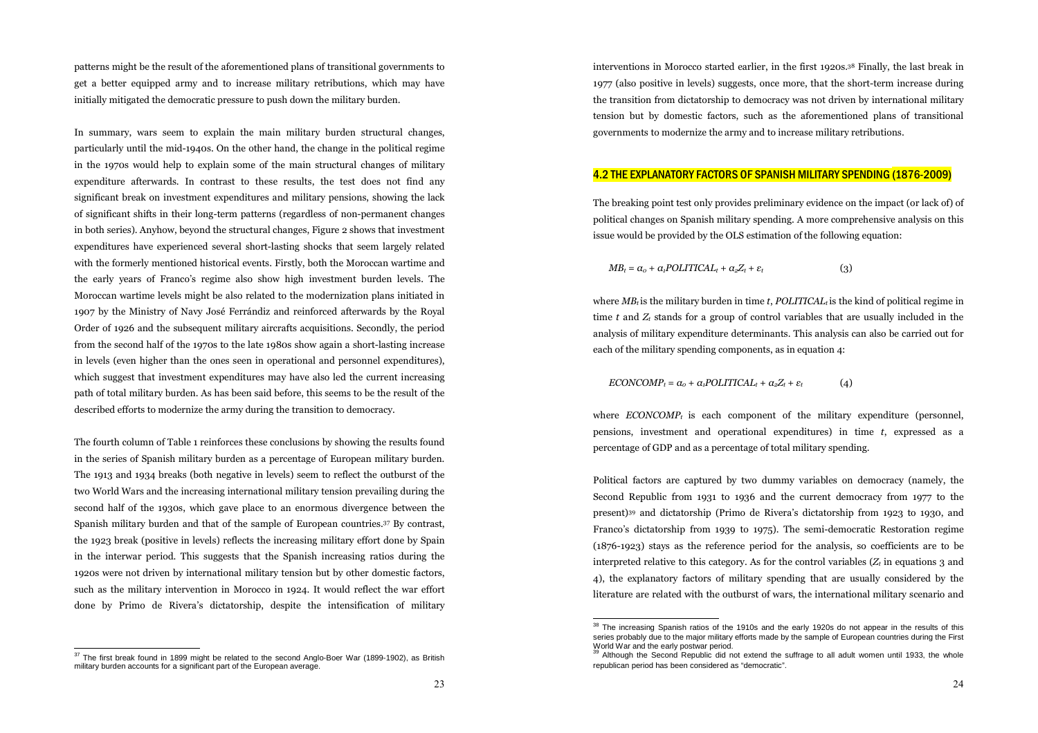patterns might be the result of the aforementioned plans of transitional governments to get a better equipped army and to increase military retributions, which may have initially mitigated the democratic pressure to push down the military burden.

In summary, wars seem to explain the main military burden structural changes, particularly until the mid-1940s. On the other hand, the change in the political regime in the 1970s would help to explain some of the main structural changes of military expenditure afterwards. In contrast to these results, the test does not find any significant break on investment expenditures and military pensions, showing the lack of significant shifts in their long-term patterns (regardless of non-permanent changes in both series). Anyhow, beyond the structural changes, Figure 2 shows that investment expenditures have experienced several short-lasting shocks that seem largely related with the formerly mentioned historical events. Firstly, both the Moroccan wartime and the early years of Franco's regime also show high investment burden levels. The Moroccan wartime levels might be also related to the modernization plans initiated in 1907 by the Ministry of Navy José Ferrándiz and reinforced afterwards by the Royal Order of 1926 and the subsequent military aircrafts acquisitions. Secondly, the period from the second half of the 1970s to the late 1980s show again a short-lasting increase in levels (even higher than the ones seen in operational and personnel expenditures), which suggest that investment expenditures may have also led the current increasing path of total military burden. As has been said before, this seems to be the result of the described efforts to modernize the army during the transition to democracy.

The fourth column of Table 1 reinforces these conclusions by showing the results found in the series of Spanish military burden as a percentage of European military burden. The 1913 and 1934 breaks (both negative in levels) seem to reflect the outburst of the two World Wars and the increasing international military tension prevailing during the second half of the 1930s, which gave place to an enormous divergence between the Spanish military burden and that of the sample of European countries.[37] By contrast, the 1923 break (positive in levels) reflects the increasing military effort done by Spain in the interwar period. This suggests that the Spanish increasing ratios during the 1920s were not driven by international military tension but by other domestic factors, such as the military intervention in Morocco in 1924. It would reflect the war effort done by Primo de Rivera's dictatorship, despite the intensification of military interventions in Morocco started earlier, in the first 1920s.[38] Finally, the last break in 1977 (also positive in levels) suggests, once more, that the short-term increase during the transition from dictatorship to democracy was not driven by international military tension but by domestic factors, such as the aforementioned plans of transitional governments to modernize the army and to increase military retributions.

## 4.2 THE EXPLANATORY FACTORS OF SPANISH MILITARY SPENDING (1876-2009)

The breaking point test only provides preliminary evidence on the impact (or lack of) of political changes on Spanish military spending. A more comprehensive analysis on this issue would be provided by the OLS estimation of the following equation:

$$MB_t = \alpha_o + \alpha_1 POLITICAL_t + \alpha_2 Z_t + \varepsilon_t \qquad (3)$$

where $MB_t$ is the military burden in time $t$, $POLITICAL_t$ is the kind of political regime in time $t$ and $Z_t$ stands for a group of control variables that are usually included in the analysis of military expenditure determinants. This analysis can also be carried out for each of the military spending components, as in equation 4:

$$ECONCOMP_t = \alpha_o + \alpha_1 POLITICAL_t + \alpha_2 Z_t + \varepsilon_t \qquad (4)$$

where $ECONCOMP_t$ is each component of the military expenditure (personnel, pensions, investment and operational expenditures) in time $t$, expressed as a percentage of GDP and as a percentage of total military spending.

Political factors are captured by two dummy variables on democracy (namely, the Second Republic from 1931 to 1936 and the current democracy from 1977 to the present)[39] and dictatorship (Primo de Rivera's dictatorship from 1923 to 1930, and Franco's dictatorship from 1939 to 1975). The semi-democratic Restoration regime (1876-1923) stays as the reference period for the analysis, so coefficients are to be interpreted relative to this category. As for the control variables ($Z_t$ in equations 3 and 4), the explanatory factors of military spending that are usually considered by the literature are related with the outburst of wars, the international military scenario and

[37] The first break found in 1899 might be related to the second Anglo-Boer War (1899-1902), as British military burden accounts for a significant part of the European average.

[38] The increasing Spanish ratios of the 1910s and the early 1920s do not appear in the results of this series probably due to the major military efforts made by the sample of European countries during the First World War and the early postwar period.

[39] Although the Second Republic did not extend the suffrage to all adult women until 1933, the whole republican period has been considered as "democratic".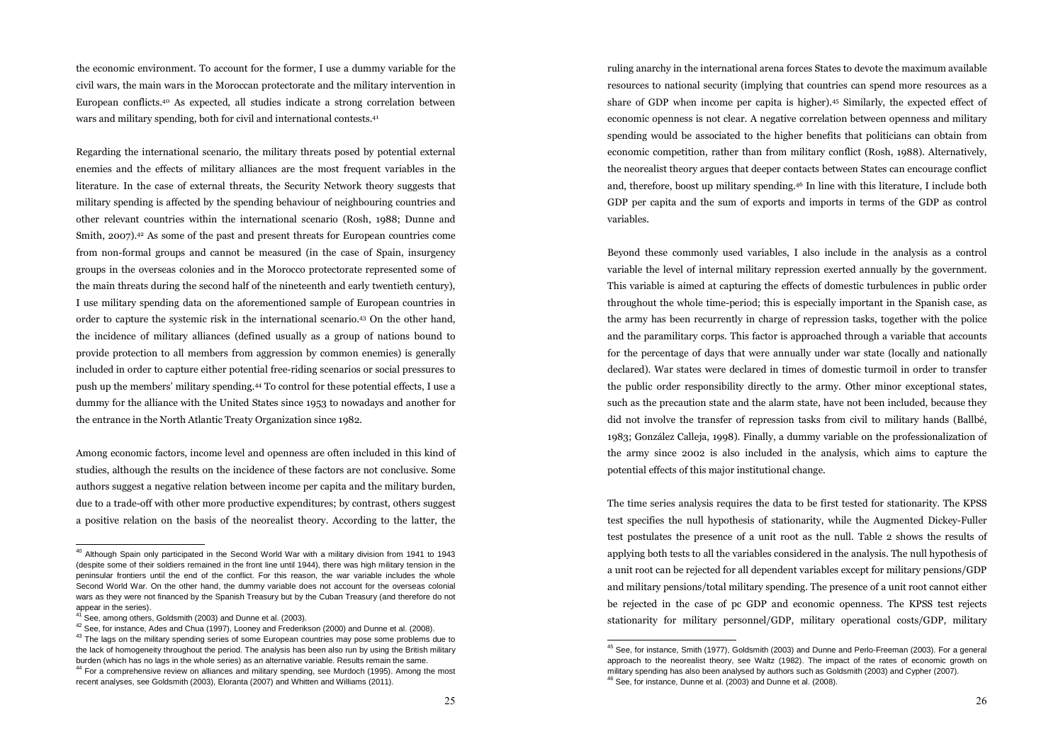the economic environment. To account for the former, I use a dummy variable for the civil wars, the main wars in the Moroccan protectorate and the military intervention in European conflicts.[40] As expected, all studies indicate a strong correlation between wars and military spending, both for civil and international contests.[41]

Regarding the international scenario, the military threats posed by potential external enemies and the effects of military alliances are the most frequent variables in the literature. In the case of external threats, the Security Network theory suggests that military spending is affected by the spending behaviour of neighbouring countries and other relevant countries within the international scenario (Rosh, 1988; Dunne and Smith, 2007).[42] As some of the past and present threats for European countries come from non-formal groups and cannot be measured (in the case of Spain, insurgency groups in the overseas colonies and in the Morocco protectorate represented some of the main threats during the second half of the nineteenth and early twentieth century), I use military spending data on the aforementioned sample of European countries in order to capture the systemic risk in the international scenario.[43] On the other hand, the incidence of military alliances (defined usually as a group of nations bound to provide protection to all members from aggression by common enemies) is generally included in order to capture either potential free-riding scenarios or social pressures to push up the members' military spending.[44] To control for these potential effects, I use a dummy for the alliance with the United States since 1953 to nowadays and another for the entrance in the North Atlantic Treaty Organization since 1982.

Among economic factors, income level and openness are often included in this kind of studies, although the results on the incidence of these factors are not conclusive. Some authors suggest a negative relation between income per capita and the military burden, due to a trade-off with other more productive expenditures; by contrast, others suggest a positive relation on the basis of the neorealist theory. According to the latter, the ruling anarchy in the international arena forces States to devote the maximum available resources to national security (implying that countries can spend more resources as a share of GDP when income per capita is higher).[45] Similarly, the expected effect of economic openness is not clear. A negative correlation between openness and military spending would be associated to the higher benefits that politicians can obtain from economic competition, rather than from military conflict (Rosh, 1988). Alternatively, the neorealist theory argues that deeper contacts between States can encourage conflict and, therefore, boost up military spending.[46] In line with this literature, I include both GDP per capita and the sum of exports and imports in terms of the GDP as control variables.

Beyond these commonly used variables, I also include in the analysis as a control variable the level of internal military repression exerted annually by the government. This variable is aimed at capturing the effects of domestic turbulences in public order throughout the whole time-period; this is especially important in the Spanish case, as the army has been recurrently in charge of repression tasks, together with the police and the paramilitary corps. This factor is approached through a variable that accounts for the percentage of days that were annually under war state (locally and nationally declared). War states were declared in times of domestic turmoil in order to transfer the public order responsibility directly to the army. Other minor exceptional states, such as the precaution state and the alarm state, have not been included, because they did not involve the transfer of repression tasks from civil to military hands (Ballbé, 1983; González Calleja, 1998). Finally, a dummy variable on the professionalization of the army since 2002 is also included in the analysis, which aims to capture the potential effects of this major institutional change.

The time series analysis requires the data to be first tested for stationarity. The KPSS test specifies the null hypothesis of stationarity, while the Augmented Dickey-Fuller test postulates the presence of a unit root as the null. Table 2 shows the results of applying both tests to all the variables considered in the analysis. The null hypothesis of a unit root can be rejected for all dependent variables except for military pensions/GDP and military pensions/total military spending. The presence of a unit root cannot either be rejected in the case of pc GDP and economic openness. The KPSS test rejects stationarity for military personnel/GDP, military operational costs/GDP, military

---

[40] Although Spain only participated in the Second World War with a military division from 1941 to 1943 (despite some of their soldiers remained in the front line until 1944), there was high military tension in the peninsular frontiers until the end of the conflict. For this reason, the war variable includes the whole Second World War. On the other hand, the dummy variable does not account for the overseas colonial wars as they were not financed by the Spanish Treasury but by the Cuban Treasury (and therefore do not appear in the series).

[41] See, among others, Goldsmith (2003) and Dunne et al. (2003).

[42] See, for instance, Ades and Chua (1997), Looney and Frederikson (2000) and Dunne et al. (2008).

[43] The lags on the military spending series of some European countries may pose some problems due to the lack of homogeneity throughout the period. The analysis has been also run by using the British military burden (which has no lags in the whole series) as an alternative variable. Results remain the same.

[44] For a comprehensive review on alliances and military spending, see Murdoch (1995). Among the most recent analyses, see Goldsmith (2003), Eloranta (2007) and Whitten and Williams (2011).

[45] See, for instance, Smith (1977), Goldsmith (2003) and Dunne and Perlo-Freeman (2003). For a general approach to the neorealist theory, see Waltz (1982). The impact of the rates of economic growth on military spending has also been analysed by authors such as Goldsmith (2003) and Cypher (2007).

[46] See, for instance, Dunne et al. (2003) and Dunne et al. (2008).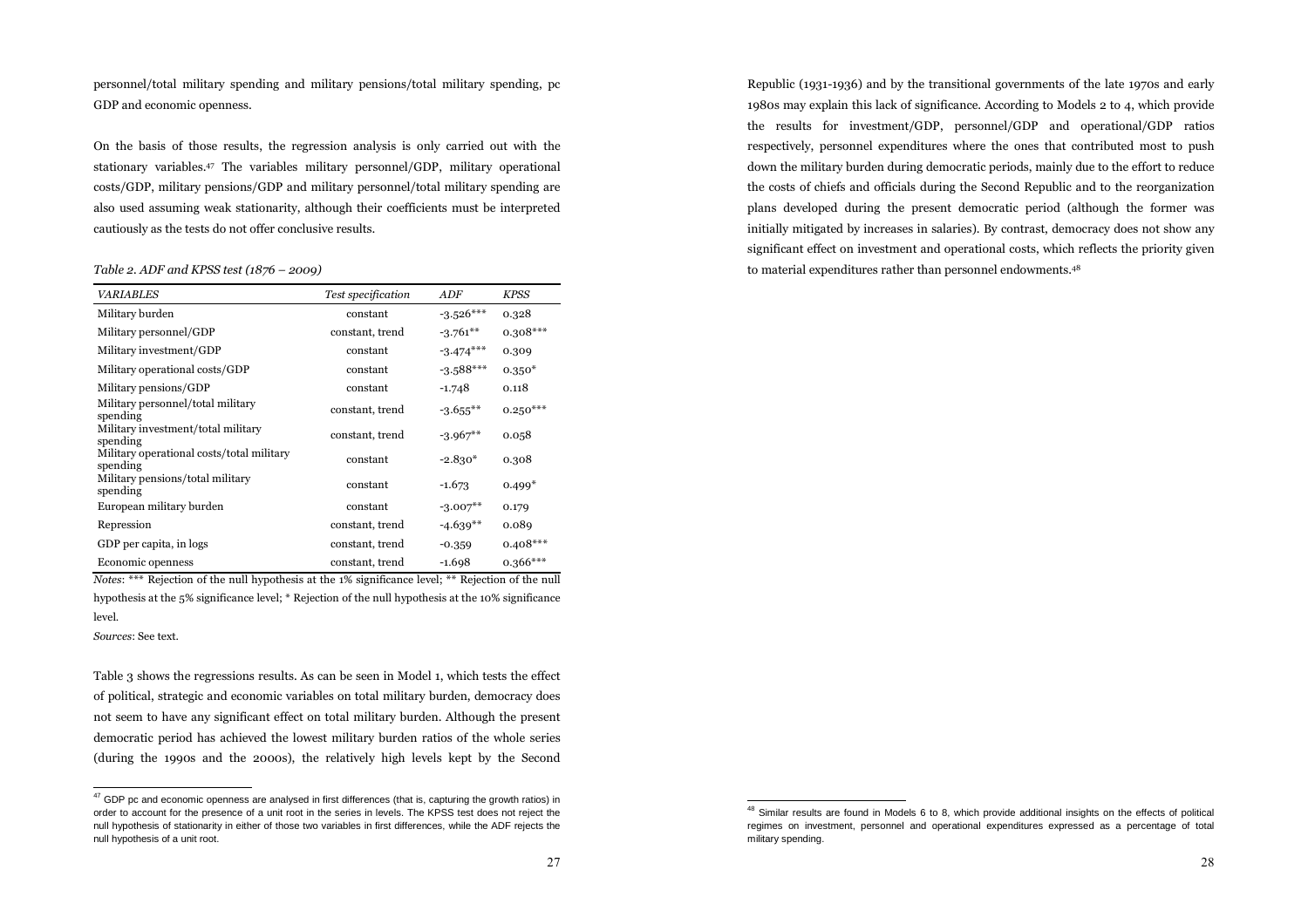personnel/total military spending and military pensions/total military spending, pc GDP and economic openness.

On the basis of those results, the regression analysis is only carried out with the stationary variables.[47] The variables military personnel/GDP, military operational costs/GDP, military pensions/GDP and military personnel/total military spending are also used assuming weak stationarity, although their coefficients must be interpreted cautiously as the tests do not offer conclusive results.

*Table 2. ADF and KPSS test (1876 – 2009)*

| *VARIABLES* | *Test specification* | *ADF* | *KPSS* |
|---|---|---|---|
| Military burden | constant | -3.526*** | 0.328 |
| Military personnel/GDP | constant, trend | -3.761** | 0.308*** |
| Military investment/GDP | constant | -3.474*** | 0.309 |
| Military operational costs/GDP | constant | -3.588*** | 0.350* |
| Military pensions/GDP | constant | -1.748 | 0.118 |
| Military personnel/total military spending | constant, trend | -3.655** | 0.250*** |
| Military investment/total military spending | constant, trend | -3.967** | 0.058 |
| Military operational costs/total military spending | constant | -2.830* | 0.308 |
| Military pensions/total military spending | constant | -1.673 | 0.499* |
| European military burden | constant | -3.007** | 0.179 |
| Repression | constant, trend | -4.639** | 0.089 |
| GDP per capita, in logs | constant, trend | -0.359 | 0.408*** |
| Economic openness | constant, trend | -1.698 | 0.366*** |

*Notes*: *** Rejection of the null hypothesis at the 1% significance level; ** Rejection of the null hypothesis at the 5% significance level; * Rejection of the null hypothesis at the 10% significance level.

*Sources*: See text.

Table 3 shows the regressions results. As can be seen in Model 1, which tests the effect of political, strategic and economic variables on total military burden, democracy does not seem to have any significant effect on total military burden. Although the present democratic period has achieved the lowest military burden ratios of the whole series (during the 1990s and the 2000s), the relatively high levels kept by the Second Republic (1931-1936) and by the transitional governments of the late 1970s and early 1980s may explain this lack of significance. According to Models 2 to 4, which provide the results for investment/GDP, personnel/GDP and operational/GDP ratios respectively, personnel expenditures where the ones that contributed most to push down the military burden during democratic periods, mainly due to the effort to reduce the costs of chiefs and officials during the Second Republic and to the reorganization plans developed during the present democratic period (although the former was initially mitigated by increases in salaries). By contrast, democracy does not show any significant effect on investment and operational costs, which reflects the priority given to material expenditures rather than personnel endowments.[48]

[47] GDP pc and economic openness are analysed in first differences (that is, capturing the growth ratios) in order to account for the presence of a unit root in the series in levels. The KPSS test does not reject the null hypothesis of stationarity in either of those two variables in first differences, while the ADF rejects the null hypothesis of a unit root.

[48] Similar results are found in Models 6 to 8, which provide additional insights on the effects of political regimes on investment, personnel and operational expenditures expressed as a percentage of total military spending.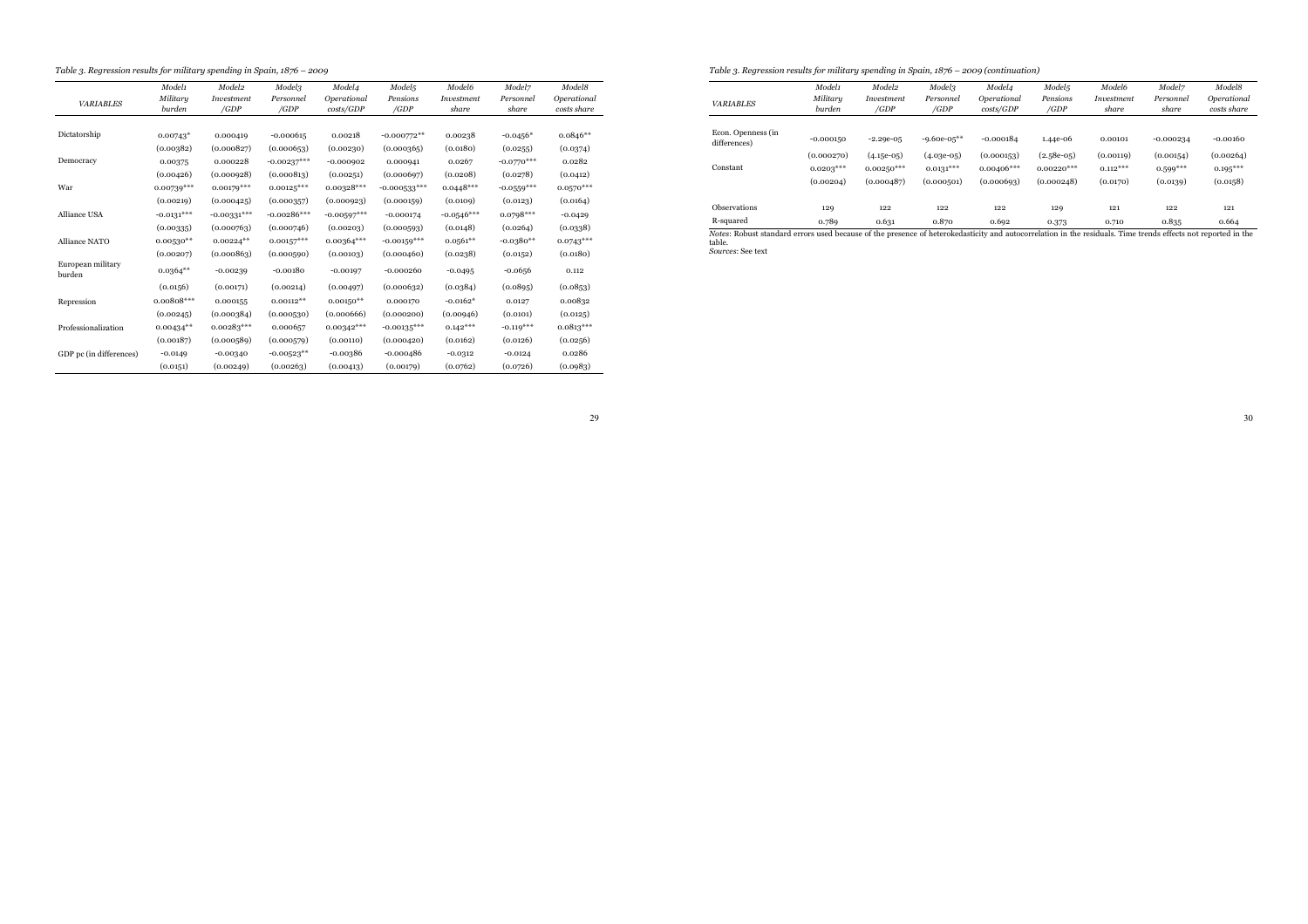*Table 3. Regression results for military spending in Spain, 1876 – 2009*

| *VARIABLES* | Model1 *Military burden* | Model2 *Investment /GDP* | Model3 *Personnel /GDP* | Model4 *Operational costs/GDP* | Model5 *Pensions /GDP* | Model6 *Investment share* | Model7 *Personnel share* | Model8 *Operational costs share* |
|---|---|---|---|---|---|---|---|---|
| Dictatorship | 0.00743* | 0.000419 | -0.000615 | 0.00218 | -0.000772** | 0.00238 | -0.0456* | 0.0846** |
| | (0.00382) | (0.000827) | (0.000653) | (0.00230) | (0.000365) | (0.0180) | (0.0255) | (0.0374) |
| Democracy | 0.00375 | 0.000228 | -0.00237*** | -0.000902 | 0.000941 | 0.0267 | -0.0770*** | 0.0282 |
| | (0.00426) | (0.000928) | (0.000813) | (0.00251) | (0.000697) | (0.0208) | (0.0278) | (0.0412) |
| War | 0.00739*** | 0.00179*** | 0.00125*** | 0.00328*** | -0.000533*** | 0.0448*** | -0.0559*** | 0.0570*** |
| | (0.00219) | (0.000425) | (0.000357) | (0.000923) | (0.000159) | (0.0109) | (0.0123) | (0.0164) |
| Alliance USA | -0.0131*** | -0.00331*** | -0.00286*** | -0.00597*** | -0.000174 | -0.0546*** | 0.0798*** | -0.0429 |
| | (0.00335) | (0.000763) | (0.000746) | (0.00203) | (0.000593) | (0.0148) | (0.0264) | (0.0338) |
| Alliance NATO | 0.00530** | 0.00224** | 0.00157*** | 0.00364*** | -0.00159*** | 0.0561** | -0.0380** | 0.0743*** |
| | (0.00207) | (0.000863) | (0.000590) | (0.00103) | (0.000460) | (0.0238) | (0.0152) | (0.0180) |
| European military burden | 0.0364** | -0.00239 | -0.00180 | -0.00197 | -0.000260 | -0.0495 | -0.0656 | 0.112 |
| | (0.0156) | (0.00171) | (0.00214) | (0.00497) | (0.000632) | (0.0384) | (0.0895) | (0.0853) |
| Repression | 0.00808*** | 0.000155 | 0.00112** | 0.00150** | 0.000170 | -0.0162* | 0.0127 | 0.00832 |
| | (0.00245) | (0.000384) | (0.000530) | (0.000666) | (0.000200) | (0.00946) | (0.0101) | (0.0125) |
| Professionalization | 0.00434** | 0.00283*** | 0.000657 | 0.00342*** | -0.00135*** | 0.142*** | -0.119*** | 0.0813*** |
| | (0.00187) | (0.000589) | (0.000579) | (0.00110) | (0.000420) | (0.0162) | (0.0126) | (0.0256) |
| GDP pc (in differences) | -0.0149 | -0.00340 | -0.00523** | -0.00386 | -0.000486 | -0.0312 | -0.0124 | 0.0286 |
| | (0.0151) | (0.00249) | (0.00263) | (0.00413) | (0.00179) | (0.0762) | (0.0726) | (0.0983) |

*Table 3. Regression results for military spending in Spain, 1876 – 2009 (continuation)*

| *VARIABLES* | Model1 *Military burden* | Model2 *Investment /GDP* | Model3 *Personnel /GDP* | Model4 *Operational costs/GDP* | Model5 *Pensions /GDP* | Model6 *Investment share* | Model7 *Personnel share* | Model8 *Operational costs share* |
|---|---|---|---|---|---|---|---|---|
| Econ. Openness (in differences) | -0.000150 | -2.29e-05 | -9.60e-05** | -0.000184 | 1.44e-06 | 0.00101 | -0.000234 | -0.00160 |
| | (0.000270) | (4.15e-05) | (4.03e-05) | (0.000153) | (2.58e-05) | (0.00119) | (0.00154) | (0.00264) |
| Constant | 0.0203*** | 0.00250*** | 0.0131*** | 0.00406*** | 0.00220*** | 0.112*** | 0.599*** | 0.195*** |
| | (0.00204) | (0.000487) | (0.000501) | (0.000693) | (0.000248) | (0.0170) | (0.0139) | (0.0158) |
| Observations | 129 | 122 | 122 | 122 | 129 | 121 | 122 | 121 |
| R-squared | 0.789 | 0.631 | 0.870 | 0.692 | 0.373 | 0.710 | 0.835 | 0.664 |

*Notes*: Robust standard errors used because of the presence of heterokedasticity and autocorrelation in the residuals. Time trends effects not reported in the table.
*Sources*: See text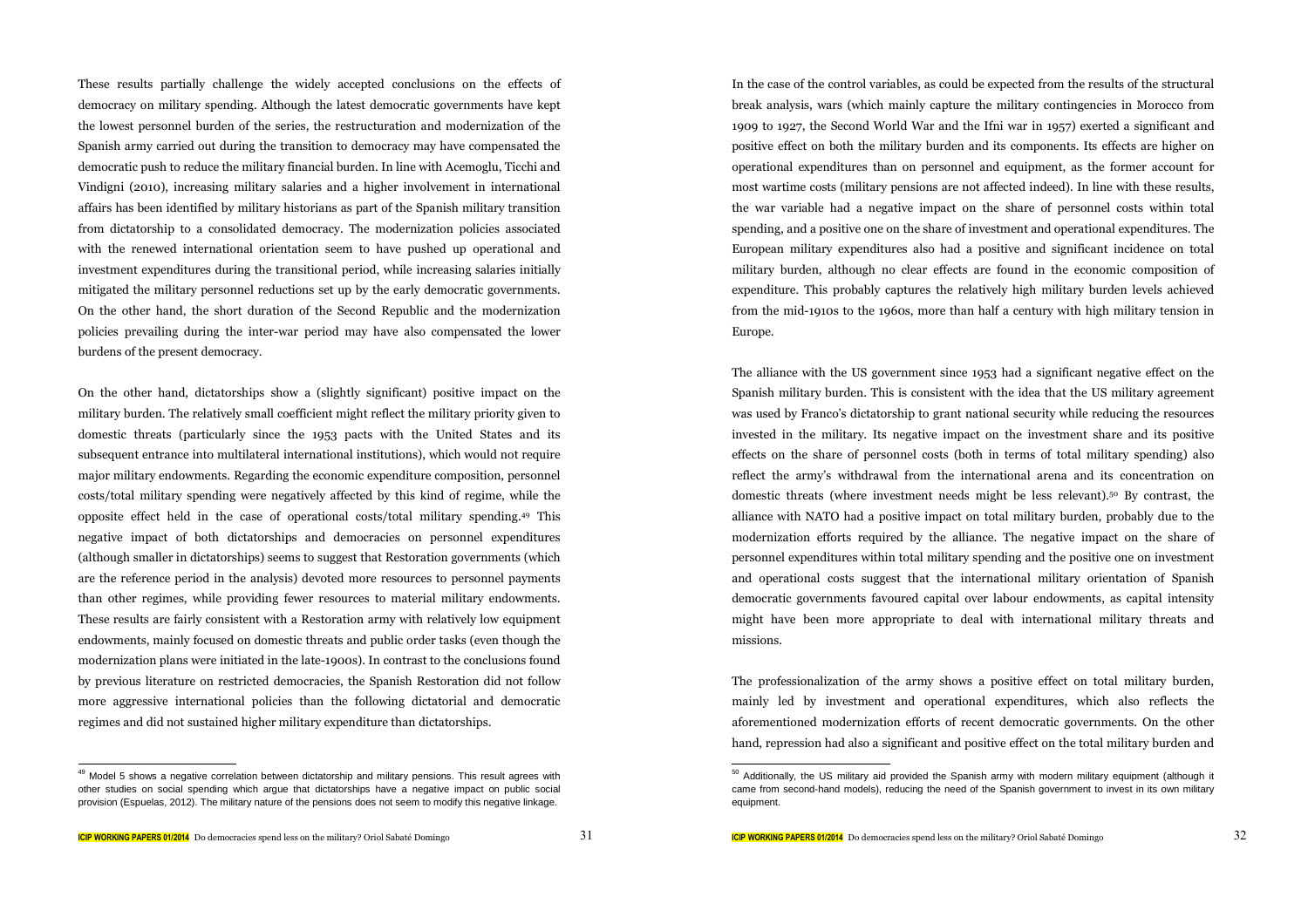These results partially challenge the widely accepted conclusions on the effects of democracy on military spending. Although the latest democratic governments have kept the lowest personnel burden of the series, the restructuration and modernization of the Spanish army carried out during the transition to democracy may have compensated the democratic push to reduce the military financial burden. In line with Acemoglu, Ticchi and Vindigni (2010), increasing military salaries and a higher involvement in international affairs has been identified by military historians as part of the Spanish military transition from dictatorship to a consolidated democracy. The modernization policies associated with the renewed international orientation seem to have pushed up operational and investment expenditures during the transitional period, while increasing salaries initially mitigated the military personnel reductions set up by the early democratic governments. On the other hand, the short duration of the Second Republic and the modernization policies prevailing during the inter-war period may have also compensated the lower burdens of the present democracy.

On the other hand, dictatorships show a (slightly significant) positive impact on the military burden. The relatively small coefficient might reflect the military priority given to domestic threats (particularly since the 1953 pacts with the United States and its subsequent entrance into multilateral international institutions), which would not require major military endowments. Regarding the economic expenditure composition, personnel costs/total military spending were negatively affected by this kind of regime, while the opposite effect held in the case of operational costs/total military spending.[49] This negative impact of both dictatorships and democracies on personnel expenditures (although smaller in dictatorships) seems to suggest that Restoration governments (which are the reference period in the analysis) devoted more resources to personnel payments than other regimes, while providing fewer resources to material military endowments. These results are fairly consistent with a Restoration army with relatively low equipment endowments, mainly focused on domestic threats and public order tasks (even though the modernization plans were initiated in the late-1900s). In contrast to the conclusions found by previous literature on restricted democracies, the Spanish Restoration did not follow more aggressive international policies than the following dictatorial and democratic regimes and did not sustained higher military expenditure than dictatorships.

[49] Model 5 shows a negative correlation between dictatorship and military pensions. This result agrees with other studies on social spending which argue that dictatorships have a negative impact on public social provision (Espuelas, 2012). The military nature of the pensions does not seem to modify this negative linkage.

In the case of the control variables, as could be expected from the results of the structural break analysis, wars (which mainly capture the military contingencies in Morocco from 1909 to 1927, the Second World War and the Ifni war in 1957) exerted a significant and positive effect on both the military burden and its components. Its effects are higher on operational expenditures than on personnel and equipment, as the former account for most wartime costs (military pensions are not affected indeed). In line with these results, the war variable had a negative impact on the share of personnel costs within total spending, and a positive one on the share of investment and operational expenditures. The European military expenditures also had a positive and significant incidence on total military burden, although no clear effects are found in the economic composition of expenditure. This probably captures the relatively high military burden levels achieved from the mid-1910s to the 1960s, more than half a century with high military tension in Europe.

The alliance with the US government since 1953 had a significant negative effect on the Spanish military burden. This is consistent with the idea that the US military agreement was used by Franco's dictatorship to grant national security while reducing the resources invested in the military. Its negative impact on the investment share and its positive effects on the share of personnel costs (both in terms of total military spending) also reflect the army's withdrawal from the international arena and its concentration on domestic threats (where investment needs might be less relevant).[50] By contrast, the alliance with NATO had a positive impact on total military burden, probably due to the modernization efforts required by the alliance. The negative impact on the share of personnel expenditures within total military spending and the positive one on investment and operational costs suggest that the international military orientation of Spanish democratic governments favoured capital over labour endowments, as capital intensity might have been more appropriate to deal with international military threats and missions.

The professionalization of the army shows a positive effect on total military burden, mainly led by investment and operational expenditures, which also reflects the aforementioned modernization efforts of recent democratic governments. On the other hand, repression had also a significant and positive effect on the total military burden and

[50] Additionally, the US military aid provided the Spanish army with modern military equipment (although it came from second-hand models), reducing the need of the Spanish government to invest in its own military equipment.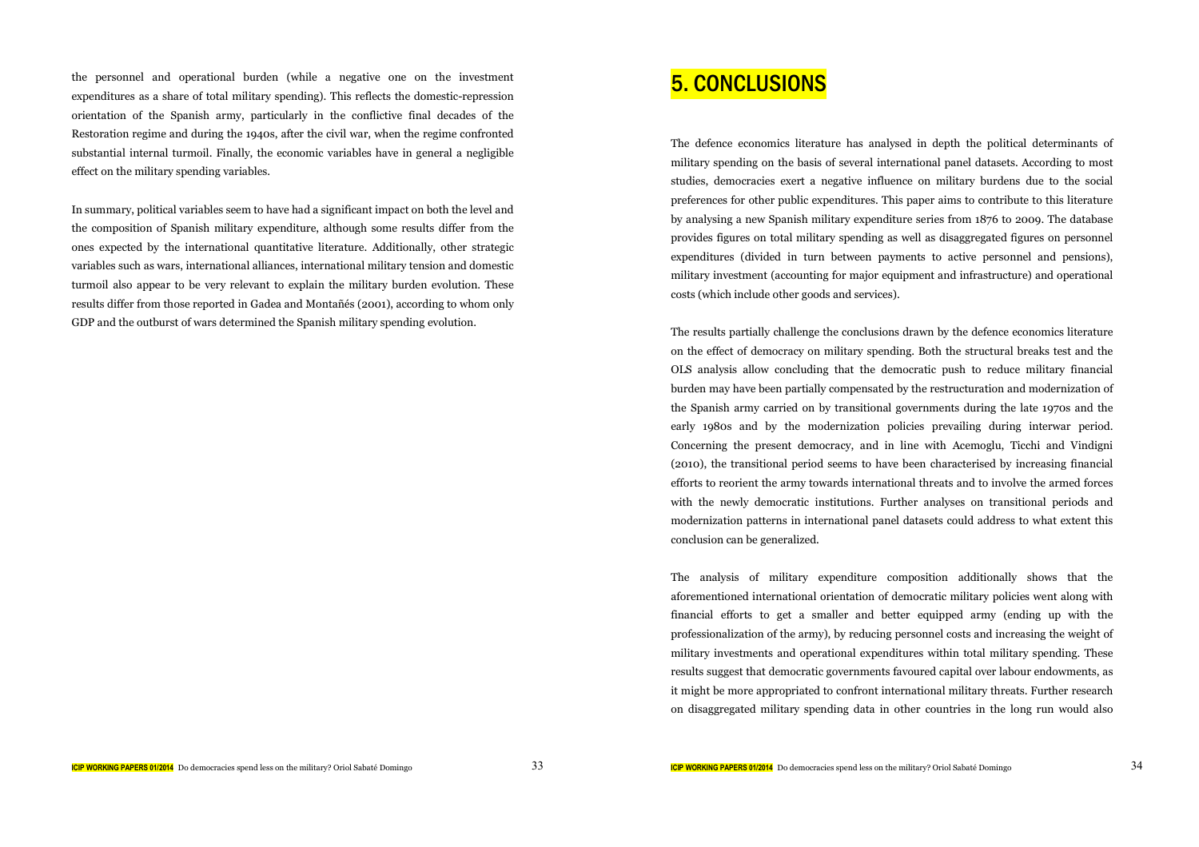the personnel and operational burden (while a negative one on the investment expenditures as a share of total military spending). This reflects the domestic-repression orientation of the Spanish army, particularly in the conflictive final decades of the Restoration regime and during the 1940s, after the civil war, when the regime confronted substantial internal turmoil. Finally, the economic variables have in general a negligible effect on the military spending variables.

In summary, political variables seem to have had a significant impact on both the level and the composition of Spanish military expenditure, although some results differ from the ones expected by the international quantitative literature. Additionally, other strategic variables such as wars, international alliances, international military tension and domestic turmoil also appear to be very relevant to explain the military burden evolution. These results differ from those reported in Gadea and Montañés (2001), according to whom only GDP and the outburst of wars determined the Spanish military spending evolution.

# 5. CONCLUSIONS

The defence economics literature has analysed in depth the political determinants of military spending on the basis of several international panel datasets. According to most studies, democracies exert a negative influence on military burdens due to the social preferences for other public expenditures. This paper aims to contribute to this literature by analysing a new Spanish military expenditure series from 1876 to 2009. The database provides figures on total military spending as well as disaggregated figures on personnel expenditures (divided in turn between payments to active personnel and pensions), military investment (accounting for major equipment and infrastructure) and operational costs (which include other goods and services).

The results partially challenge the conclusions drawn by the defence economics literature on the effect of democracy on military spending. Both the structural breaks test and the OLS analysis allow concluding that the democratic push to reduce military financial burden may have been partially compensated by the restructuration and modernization of the Spanish army carried on by transitional governments during the late 1970s and the early 1980s and by the modernization policies prevailing during interwar period. Concerning the present democracy, and in line with Acemoglu, Ticchi and Vindigni (2010), the transitional period seems to have been characterised by increasing financial efforts to reorient the army towards international threats and to involve the armed forces with the newly democratic institutions. Further analyses on transitional periods and modernization patterns in international panel datasets could address to what extent this conclusion can be generalized.

The analysis of military expenditure composition additionally shows that the aforementioned international orientation of democratic military policies went along with financial efforts to get a smaller and better equipped army (ending up with the professionalization of the army), by reducing personnel costs and increasing the weight of military investments and operational expenditures within total military spending. These results suggest that democratic governments favoured capital over labour endowments, as it might be more appropriated to confront international military threats. Further research on disaggregated military spending data in other countries in the long run would also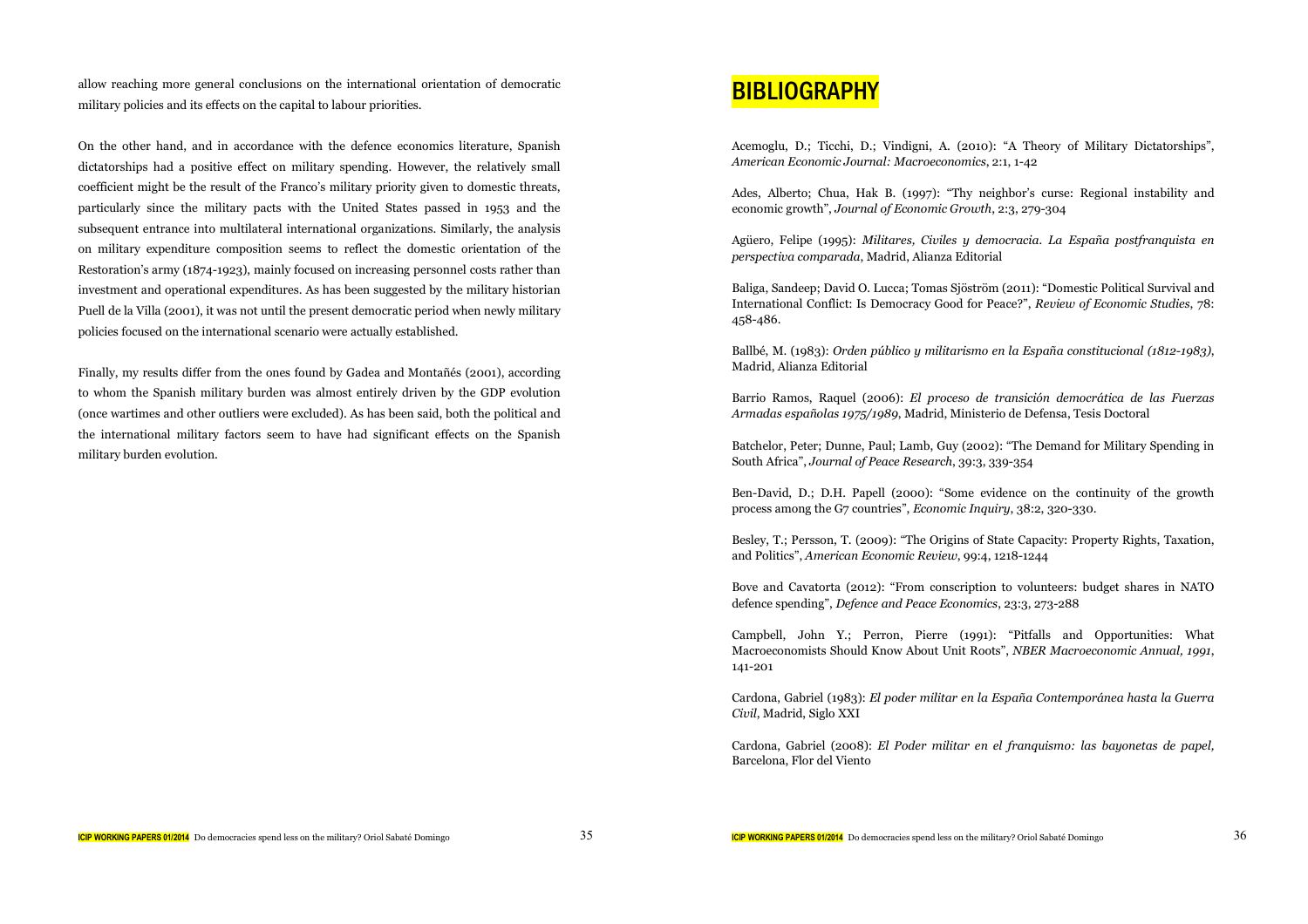allow reaching more general conclusions on the international orientation of democratic military policies and its effects on the capital to labour priorities.

On the other hand, and in accordance with the defence economics literature, Spanish dictatorships had a positive effect on military spending. However, the relatively small coefficient might be the result of the Franco's military priority given to domestic threats, particularly since the military pacts with the United States passed in 1953 and the subsequent entrance into multilateral international organizations. Similarly, the analysis on military expenditure composition seems to reflect the domestic orientation of the Restoration's army (1874-1923), mainly focused on increasing personnel costs rather than investment and operational expenditures. As has been suggested by the military historian Puell de la Villa (2001), it was not until the present democratic period when newly military policies focused on the international scenario were actually established.

Finally, my results differ from the ones found by Gadea and Montañés (2001), according to whom the Spanish military burden was almost entirely driven by the GDP evolution (once wartimes and other outliers were excluded). As has been said, both the political and the international military factors seem to have had significant effects on the Spanish military burden evolution.

# BIBLIOGRAPHY

Acemoglu, D.; Ticchi, D.; Vindigni, A. (2010): "A Theory of Military Dictatorships", *American Economic Journal: Macroeconomics*, 2:1, 1-42

Ades, Alberto; Chua, Hak B. (1997): "Thy neighbor's curse: Regional instability and economic growth", *Journal of Economic Growth*, 2:3, 279-304

Agüero, Felipe (1995): *Militares, Civiles y democracia. La España postfranquista en perspectiva comparada*, Madrid, Alianza Editorial

Baliga, Sandeep; David O. Lucca; Tomas Sjöström (2011): "Domestic Political Survival and International Conflict: Is Democracy Good for Peace?", *Review of Economic Studies*, 78: 458-486.

Ballbé, M. (1983): *Orden público y militarismo en la España constitucional (1812-1983)*, Madrid, Alianza Editorial

Barrio Ramos, Raquel (2006): *El proceso de transición democrática de las Fuerzas Armadas españolas 1975/1989*, Madrid, Ministerio de Defensa, Tesis Doctoral

Batchelor, Peter; Dunne, Paul; Lamb, Guy (2002): "The Demand for Military Spending in South Africa", *Journal of Peace Research*, 39:3, 339-354

Ben-David, D.; D.H. Papell (2000): "Some evidence on the continuity of the growth process among the G7 countries", *Economic Inquiry*, 38:2, 320-330.

Besley, T.; Persson, T. (2009): "The Origins of State Capacity: Property Rights, Taxation, and Politics", *American Economic Review*, 99:4, 1218-1244

Bove and Cavatorta (2012): "From conscription to volunteers: budget shares in NATO defence spending", *Defence and Peace Economics*, 23:3, 273-288

Campbell, John Y.; Perron, Pierre (1991): "Pitfalls and Opportunities: What Macroeconomists Should Know About Unit Roots", *NBER Macroeconomic Annual, 1991*, 141-201

Cardona, Gabriel (1983): *El poder militar en la España Contemporánea hasta la Guerra Civil*, Madrid, Siglo XXI

Cardona, Gabriel (2008): *El Poder militar en el franquismo: las bayonetas de papel,* Barcelona, Flor del Viento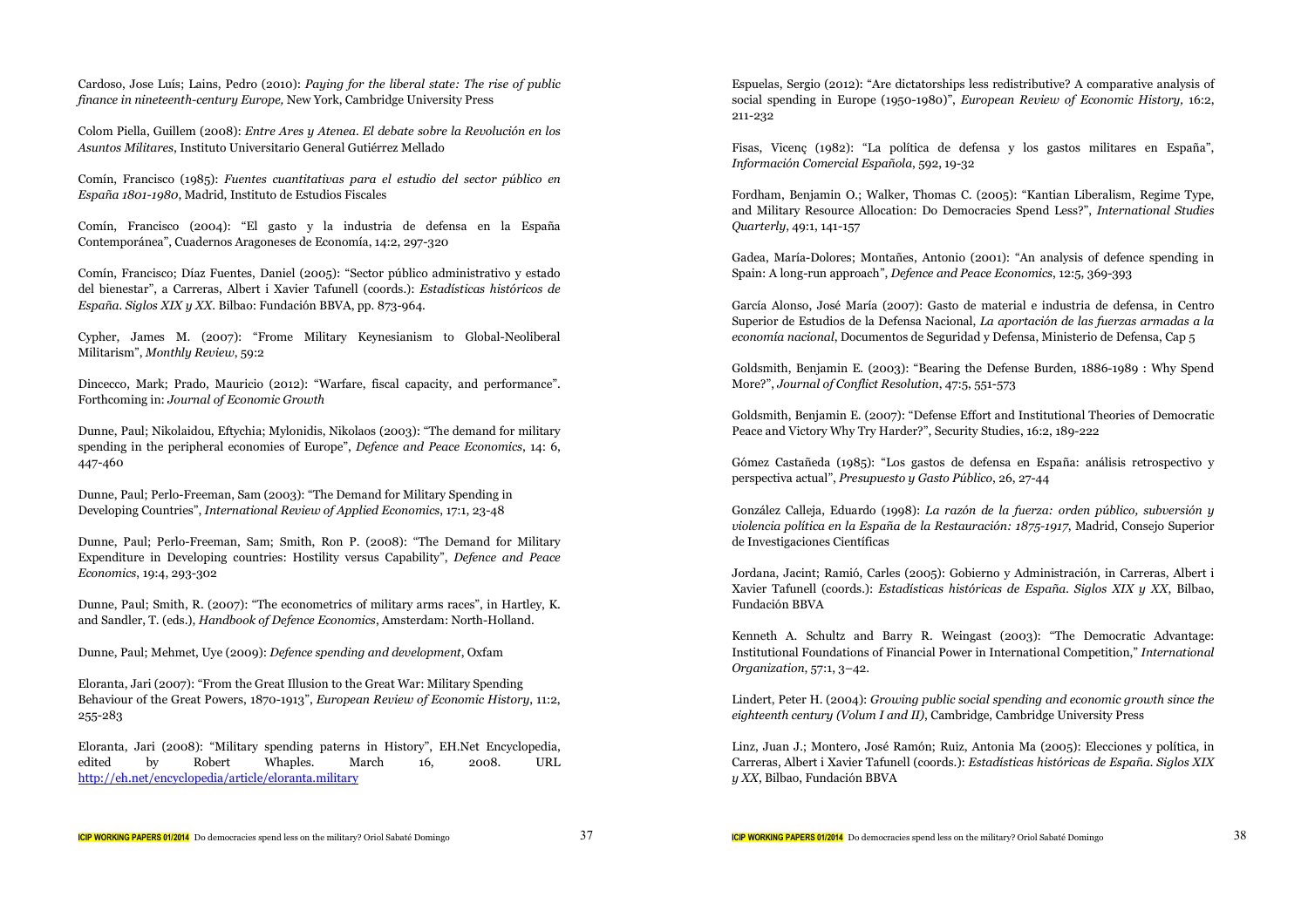Cardoso, Jose Luís; Lains, Pedro (2010): *Paying for the liberal state: The rise of public finance in nineteenth-century Europe,* New York, Cambridge University Press

Colom Piella, Guillem (2008): *Entre Ares y Atenea. El debate sobre la Revolución en los Asuntos Militares*, Instituto Universitario General Gutiérrez Mellado

Comín, Francisco (1985): *Fuentes cuantitativas para el estudio del sector público en España 1801-1980*, Madrid, Instituto de Estudios Fiscales

Comín, Francisco (2004): "El gasto y la industria de defensa en la España Contemporánea", Cuadernos Aragoneses de Economía, 14:2, 297-320

Comín, Francisco; Díaz Fuentes, Daniel (2005): "Sector público administrativo y estado del bienestar", a Carreras, Albert i Xavier Tafunell (coords.): *Estadísticas históricos de España. Siglos XIX y XX*. Bilbao: Fundación BBVA, pp. 873-964.

Cypher, James M. (2007): "Frome Military Keynesianism to Global-Neoliberal Militarism", *Monthly Review*, 59:2

Dincecco, Mark; Prado, Mauricio (2012): "Warfare, fiscal capacity, and performance". Forthcoming in: *Journal of Economic Growth*

Dunne, Paul; Nikolaidou, Eftychia; Mylonidis, Nikolaos (2003): "The demand for military spending in the peripheral economies of Europe", *Defence and Peace Economics*, 14: 6, 447-460

Dunne, Paul; Perlo-Freeman, Sam (2003): "The Demand for Military Spending in Developing Countries", *International Review of Applied Economics*, 17:1, 23-48

Dunne, Paul; Perlo-Freeman, Sam; Smith, Ron P. (2008): "The Demand for Military Expenditure in Developing countries: Hostility versus Capability", *Defence and Peace Economics*, 19:4, 293-302

Dunne, Paul; Smith, R. (2007): "The econometrics of military arms races", in Hartley, K. and Sandler, T. (eds.), *Handbook of Defence Economics*, Amsterdam: North-Holland.

Dunne, Paul; Mehmet, Uye (2009): *Defence spending and development*, Oxfam

Eloranta, Jari (2007): "From the Great Illusion to the Great War: Military Spending Behaviour of the Great Powers, 1870-1913", *European Review of Economic History*, 11:2, 255-283

Eloranta, Jari (2008): "Military spending paterns in History", EH.Net Encyclopedia, edited by Robert Whaples. March 16, 2008. URL http://eh.net/encyclopedia/article/eloranta.military

Espuelas, Sergio (2012): "Are dictatorships less redistributive? A comparative analysis of social spending in Europe (1950-1980)", *European Review of Economic History*, 16:2, 211-232

Fisas, Vicenç (1982): "La política de defensa y los gastos militares en España", *Información Comercial Española*, 592, 19-32

Fordham, Benjamin O.; Walker, Thomas C. (2005): "Kantian Liberalism, Regime Type, and Military Resource Allocation: Do Democracies Spend Less?", *International Studies Quarterly*, 49:1, 141-157

Gadea, María-Dolores; Montañes, Antonio (2001): "An analysis of defence spending in Spain: A long-run approach", *Defence and Peace Economics*, 12:5, 369-393

García Alonso, José María (2007): Gasto de material e industria de defensa, in Centro Superior de Estudios de la Defensa Nacional, *La aportación de las fuerzas armadas a la economía nacional*, Documentos de Seguridad y Defensa, Ministerio de Defensa, Cap 5

Goldsmith, Benjamin E. (2003): "Bearing the Defense Burden, 1886-1989 : Why Spend More?", *Journal of Conflict Resolution*, 47:5, 551-573

Goldsmith, Benjamin E. (2007): "Defense Effort and Institutional Theories of Democratic Peace and Victory Why Try Harder?", Security Studies, 16:2, 189-222

Gómez Castañeda (1985): "Los gastos de defensa en España: análisis retrospectivo y perspectiva actual", *Presupuesto y Gasto Público*, 26, 27-44

González Calleja, Eduardo (1998): *La razón de la fuerza: orden público, subversión y violencia política en la España de la Restauración: 1875-1917*, Madrid, Consejo Superior de Investigaciones Científicas

Jordana, Jacint; Ramió, Carles (2005): Gobierno y Administración, in Carreras, Albert i Xavier Tafunell (coords.): *Estadísticas históricas de España. Siglos XIX y XX*, Bilbao, Fundación BBVA

Kenneth A. Schultz and Barry R. Weingast (2003): "The Democratic Advantage: Institutional Foundations of Financial Power in International Competition," *International Organization*, 57:1, 3–42.

Lindert, Peter H. (2004): *Growing public social spending and economic growth since the eighteenth century (Volum I and II)*, Cambridge, Cambridge University Press

Linz, Juan J.; Montero, José Ramón; Ruiz, Antonia Ma (2005): Elecciones y política, in Carreras, Albert i Xavier Tafunell (coords.): *Estadísticas históricas de España. Siglos XIX y XX*, Bilbao, Fundación BBVA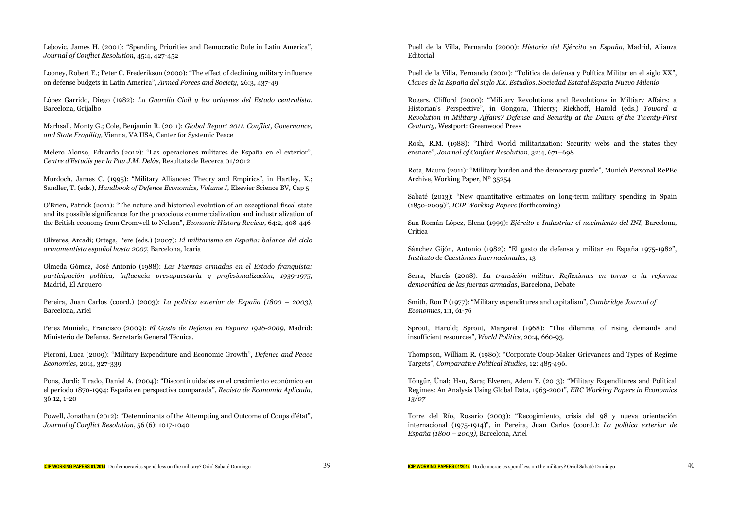Lebovic, James H. (2001): "Spending Priorities and Democratic Rule in Latin America", *Journal of Conflict Resolution*, 45:4, 427-452

Looney, Robert E.; Peter C. Frederikson (2000): "The effect of declining military influence on defense budgets in Latin America", *Armed Forces and Society,* 26:3, 437-49

López Garrido, Diego (1982): *La Guardia Civil y los orígenes del Estado centralista*, Barcelona, Grijalbo

Marhsall, Monty G.; Cole, Benjamin R. (2011): *Global Report 2011. Conflict, Governance, and State Fragility*, Vienna, VA USA, Center for Systemic Peace

Melero Alonso, Eduardo (2012): "Las operaciones militares de España en el exterior", *Centre d'Estudis per la Pau J.M. Delàs*, Resultats de Recerca 01/2012

Murdoch, James C. (1995): "Military Alliances: Theory and Empirics", in Hartley, K.; Sandler, T. (eds.), *Handbook of Defence Economics, Volume I*, Elsevier Science BV, Cap 5

O'Brien, Patrick (2011): "The nature and historical evolution of an exceptional fiscal state and its possible significance for the precocious commercialization and industrialization of the British economy from Cromwell to Nelson", *Economic History Review*, 64:2, 408-446

Oliveres, Arcadi; Ortega, Pere (eds.) (2007): *El militarismo en España: balance del ciclo armamentista español hasta 2007*, Barcelona, Icaria

Olmeda Gómez, José Antonio (1988): *Las Fuerzas armadas en el Estado franquista: participación política, influencia presupuestaria y profesionalización, 1939-1975,* Madrid, El Arquero

Pereira, Juan Carlos (coord.) (2003): *La política exterior de España (1800 – 2003)*, Barcelona, Ariel

Pérez Munielo, Francisco (2009): *El Gasto de Defensa en España 1946-2009*, Madrid: Ministerio de Defensa. Secretaría General Técnica.

Pieroni, Luca (2009): "Military Expenditure and Economic Growth", *Defence and Peace Economics*, 20:4, 327-339

Pons, Jordi; Tirado, Daniel A. (2004): "Discontinuidades en el crecimiento económico en el período 1870-1994: España en perspectiva comparada", *Revista de Economía Aplicada*, 36:12, 1-20

Powell, Jonathan (2012): "Determinants of the Attempting and Outcome of Coups d'état", *Journal of Conflict Resolution*, 56 (6): 1017-1040

Puell de la Villa, Fernando (2000): *Historia del Ejército en España*, Madrid, Alianza Editorial

Puell de la Villa, Fernando (2001): "Política de defensa y Política Militar en el siglo XX", *Claves de la España del siglo XX. Estudios. Sociedad Estatal España Nuevo Milenio*

Rogers, Clifford (2000): "Military Revolutions and Revolutions in Miltiary Affairs: a Historian's Perspective", in Gongora, Thierry; Riekhoff, Harold (eds.) *Toward a Revolution in Military Affairs? Defense and Security at the Dawn of the Twenty-First Centurty*, Westport: Greenwood Press

Rosh, R.M. (1988): "Third World militarization: Security webs and the states they ensnare", *Journal of Conflict Resolution*, 32:4, 671–698

Rota, Mauro (2011): "Military burden and the democracy puzzle", Munich Personal RePEc Archive, Working Paper, Nº 35254

Sabaté (2013): "New quantitative estimates on long-term military spending in Spain (1850-2009)", *ICIP Working Papers* (forthcoming)

San Román López, Elena (1999): *Ejército e Industria: el nacimiento del INI*, Barcelona, Crítica

Sánchez Gijón, Antonio (1982): "El gasto de defensa y militar en España 1975-1982", *Instituto de Cuestiones Internacionales*, 13

Serra, Narcís (2008): *La transición militar. Reflexiones en torno a la reforma democrática de las fuerzas armadas*, Barcelona, Debate

Smith, Ron P (1977): "Military expenditures and capitalism", *Cambridge Journal of Economics*, 1:1, 61-76

Sprout, Harold; Sprout, Margaret (1968): "The dilemma of rising demands and insufficient resources", *World Politics*, 20:4, 660-93.

Thompson, William R. (1980): "Corporate Coup-Maker Grievances and Types of Regime Targets", *Comparative Political Studies*, 12: 485-496.

Töngür, Ünal; Hsu, Sara; Elveren, Adem Y. (2013): "Military Expenditures and Political Regimes: An Analysis Using Global Data, 1963-2001", *ERC Working Papers in Economics 13/07*

Torre del Río, Rosario (2003): "Recogimiento, crisis del 98 y nueva orientación internacional (1975-1914)", in Pereira, Juan Carlos (coord.): *La política exterior de España (1800 – 2003)*, Barcelona, Ariel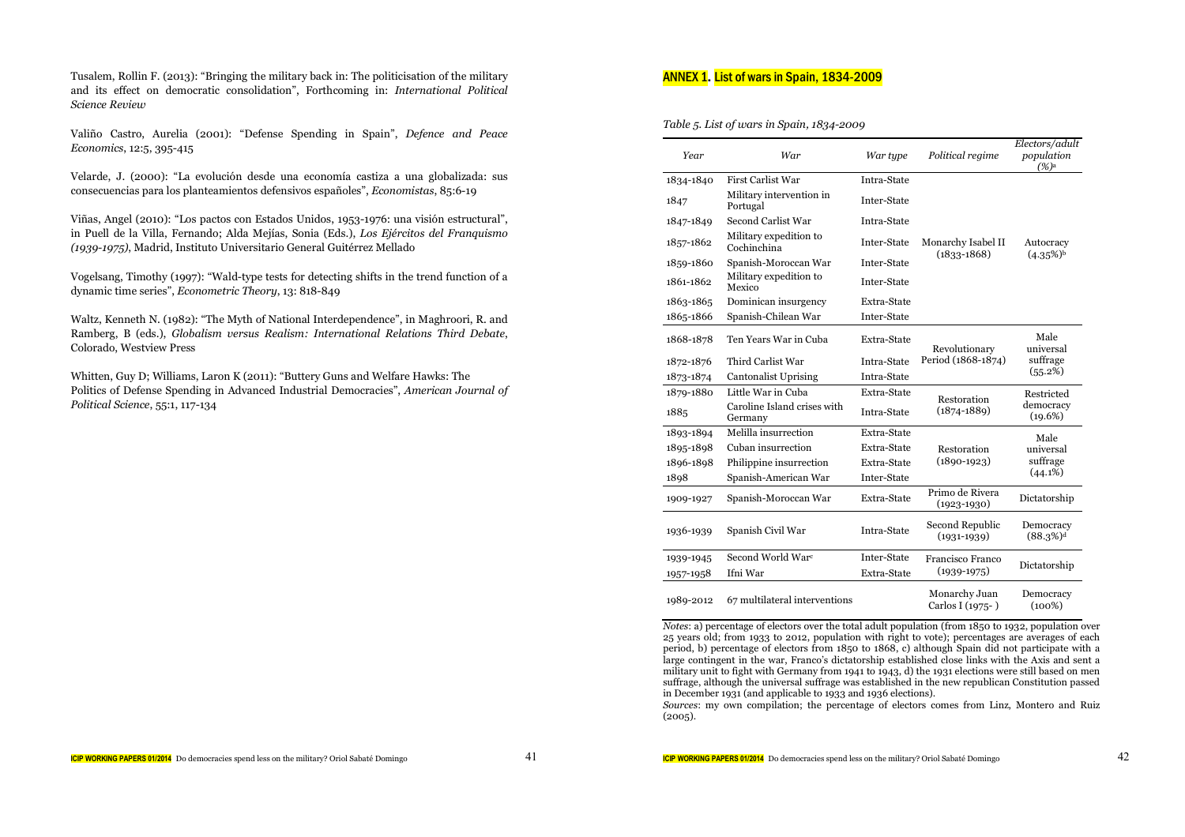Tusalem, Rollin F. (2013): "Bringing the military back in: The politicisation of the military and its effect on democratic consolidation", Forthcoming in: *International Political Science Review*

Valiño Castro, Aurelia (2001): "Defense Spending in Spain", *Defence and Peace Economics*, 12:5, 395-415

Velarde, J. (2000): "La evolución desde una economía castiza a una globalizada: sus consecuencias para los planteamientos defensivos españoles", *Economistas*, 85:6-19

Viñas, Angel (2010): "Los pactos con Estados Unidos, 1953-1976: una visión estructural", in Puell de la Villa, Fernando; Alda Mejías, Sonia (Eds.), *Los Ejércitos del Franquismo (1939-1975)*, Madrid, Instituto Universitario General Guitérrez Mellado

Vogelsang, Timothy (1997): "Wald-type tests for detecting shifts in the trend function of a dynamic time series", *Econometric Theory*, 13: 818-849

Waltz, Kenneth N. (1982): "The Myth of National Interdependence", in Maghroori, R. and Ramberg, B (eds.), *Globalism versus Realism: International Relations Third Debate*, Colorado, Westview Press

Whitten, Guy D; Williams, Laron K (2011): "Buttery Guns and Welfare Hawks: The Politics of Defense Spending in Advanced Industrial Democracies", *American Journal of Political Science*, 55:1, 117-134

## ANNEX 1. List of wars in Spain, 1834-2009

*Table 5. List of wars in Spain, 1834-2009*

| *Year* | *War* | *War type* | *Political regime* | *Electors/adult population (%)*[a] |
|---|---|---|---|---|
| 1834-1840 | First Carlist War | Intra-State | Monarchy Isabel II (1833-1868) | Autocracy (4.35%)[b] |
| 1847 | Military intervention in Portugal | Inter-State | | |
| 1847-1849 | Second Carlist War | Intra-State | | |
| 1857-1862 | Military expedition to Cochinchina | Inter-State | | |
| 1859-1860 | Spanish-Moroccan War | Inter-State | | |
| 1861-1862 | Military expedition to Mexico | Inter-State | | |
| 1863-1865 | Dominican insurgency | Extra-State | | |
| 1865-1866 | Spanish-Chilean War | Inter-State | | |
| 1868-1878 | Ten Years War in Cuba | Extra-State | Revolutionary Period (1868-1874) | Male universal suffrage (55.2%) |
| 1872-1876 | Third Carlist War | Intra-State | | |
| 1873-1874 | Cantonalist Uprising | Intra-State | | |
| 1879-1880 | Little War in Cuba | Extra-State | Restoration (1874-1889) | Restricted democracy (19.6%) |
| 1885 | Caroline Island crises with Germany | Intra-State | | |
| 1893-1894 | Melilla insurrection | Extra-State | Restoration (1890-1923) | Male universal suffrage (44.1%) |
| 1895-1898 | Cuban insurrection | Extra-State | | |
| 1896-1898 | Philippine insurrection | Extra-State | | |
| 1898 | Spanish-American War | Inter-State | | |
| 1909-1927 | Spanish-Moroccan War | Extra-State | Primo de Rivera (1923-1930) | Dictatorship |
| 1936-1939 | Spanish Civil War | Intra-State | Second Republic (1931-1939) | Democracy (88.3%)[d] |
| 1939-1945 | Second World War[c] | Inter-State | Francisco Franco (1939-1975) | Dictatorship |
| 1957-1958 | Ifni War | Extra-State | | |
| 1989-2012 | 67 multilateral interventions | | Monarchy Juan Carlos I (1975- ) | Democracy (100%) |

*Notes*: a) percentage of electors over the total adult population (from 1850 to 1932, population over 25 years old; from 1933 to 2012, population with right to vote); percentages are averages of each period, b) percentage of electors from 1850 to 1868, c) although Spain did not participate with a large contingent in the war, Franco's dictatorship established close links with the Axis and sent a military unit to fight with Germany from 1941 to 1943, d) the 1931 elections were still based on men suffrage, although the universal suffrage was established in the new republican Constitution passed in December 1931 (and applicable to 1933 and 1936 elections).

*Sources*: my own compilation; the percentage of electors comes from Linz, Montero and Ruiz (2005).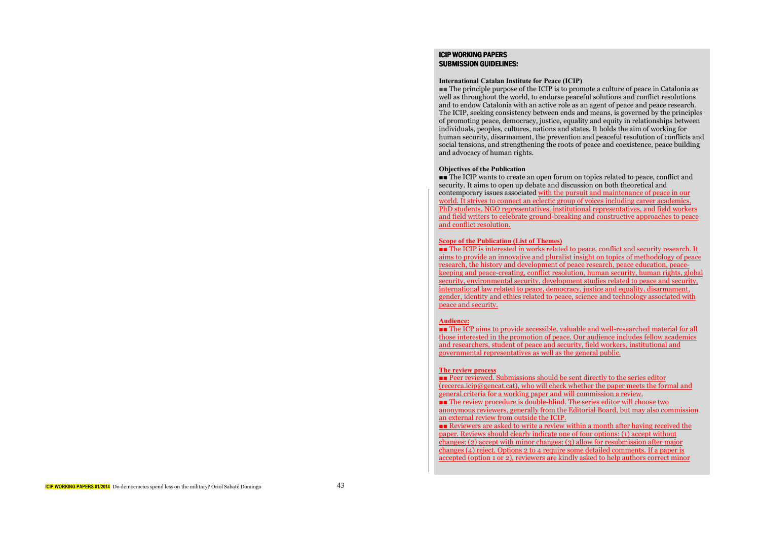## ICIP WORKING PAPERS SUBMISSION GUIDELINES:

**International Catalan Institute for Peace (ICIP)**

■■ The principle purpose of the ICIP is to promote a culture of peace in Catalonia as well as throughout the world, to endorse peaceful solutions and conflict resolutions and to endow Catalonia with an active role as an agent of peace and peace research. The ICIP, seeking consistency between ends and means, is governed by the principles of promoting peace, democracy, justice, equality and equity in relationships between individuals, peoples, cultures, nations and states. It holds the aim of working for human security, disarmament, the prevention and peaceful resolution of conflicts and social tensions, and strengthening the roots of peace and coexistence, peace building and advocacy of human rights.

**Objectives of the Publication**

■■ The ICIP wants to create an open forum on topics related to peace, conflict and security. It aims to open up debate and discussion on both theoretical and contemporary issues associated with the pursuit and maintenance of peace in our world. It strives to connect an eclectic group of voices including career academics, PhD students, NGO representatives, institutional representatives, and field workers and field writers to celebrate ground-breaking and constructive approaches to peace and conflict resolution.

**Scope of the Publication (List of Themes)**

■■ The ICIP is interested in works related to peace, conflict and security research. It aims to provide an innovative and pluralist insight on topics of methodology of peace research, the history and development of peace research, peace education, peace-keeping and peace-creating, conflict resolution, human security, human rights, global security, environmental security, development studies related to peace and security, international law related to peace, democracy, justice and equality, disarmament, gender, identity and ethics related to peace, science and technology associated with peace and security.

**Audience:**

■■ The ICP aims to provide accessible, valuable and well-researched material for all those interested in the promotion of peace. Our audience includes fellow academics and researchers, student of peace and security, field workers, institutional and governmental representatives as well as the general public.

**The review process**

■■ Peer reviewed. Submissions should be sent directly to the series editor (recerca.icip@gencat.cat), who will check whether the paper meets the formal and general criteria for a working paper and will commission a review.

■■ The review procedure is double-blind. The series editor will choose two anonymous reviewers, generally from the Editorial Board, but may also commission an external review from outside the ICIP.

■■ Reviewers are asked to write a review within a month after having received the paper. Reviews should clearly indicate one of four options: (1) accept without changes; (2) accept with minor changes; (3) allow for resubmission after major changes (4) reject. Options 2 to 4 require some detailed comments. If a paper is accepted (option 1 or 2), reviewers are kindly asked to help authors correct minor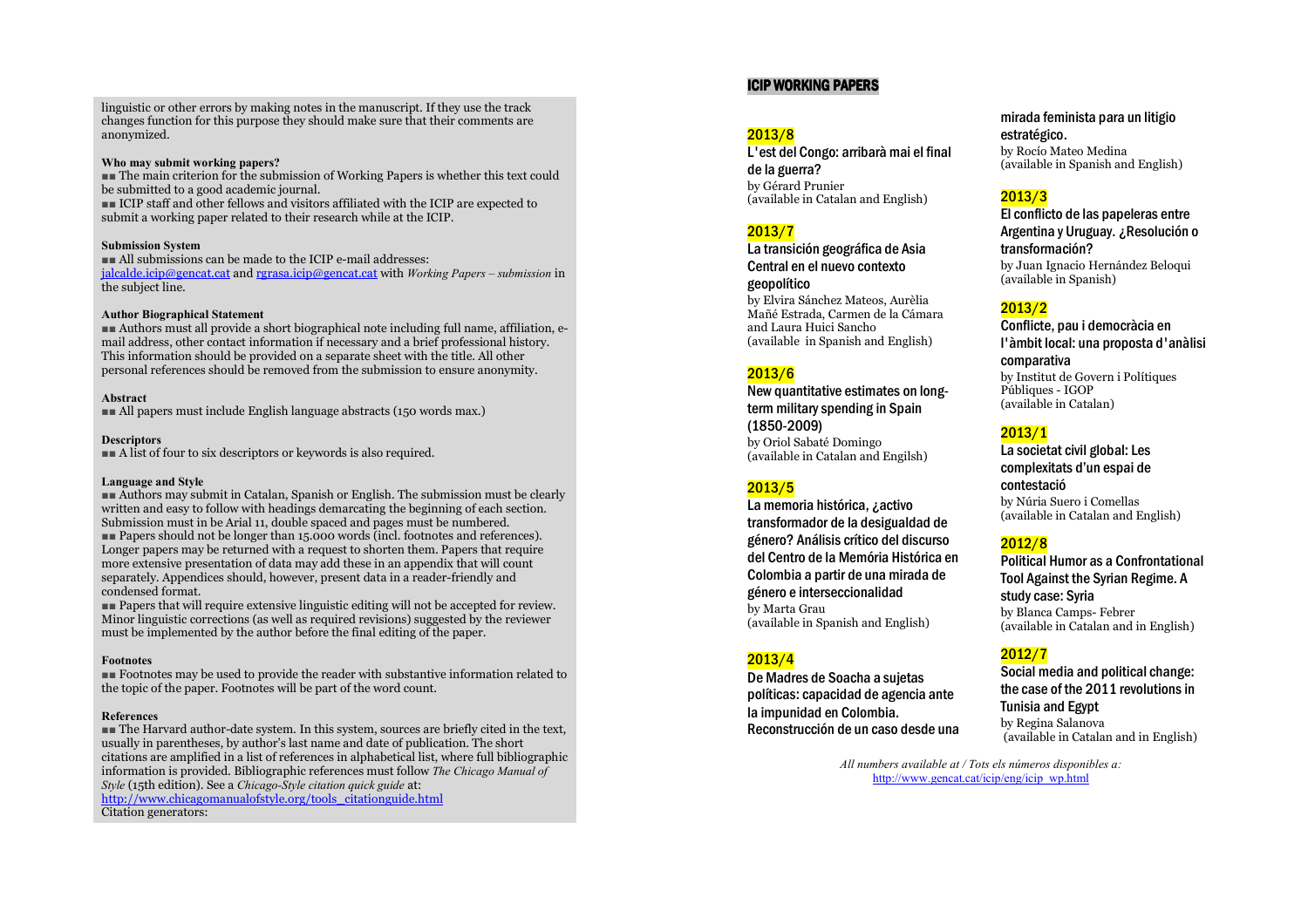linguistic or other errors by making notes in the manuscript. If they use the track changes function for this purpose they should make sure that their comments are anonymized.

**Who may submit working papers?**

■■ The main criterion for the submission of Working Papers is whether this text could be submitted to a good academic journal.

■■ ICIP staff and other fellows and visitors affiliated with the ICIP are expected to submit a working paper related to their research while at the ICIP.

**Submission System**

■■ All submissions can be made to the ICIP e-mail addresses: jalcalde.icip@gencat.cat and rgrasa.icip@gencat.cat with *Working Papers – submission* in the subject line.

**Author Biographical Statement**

■■ Authors must all provide a short biographical note including full name, affiliation, e-mail address, other contact information if necessary and a brief professional history. This information should be provided on a separate sheet with the title. All other personal references should be removed from the submission to ensure anonymity.

**Abstract**

■■ All papers must include English language abstracts (150 words max.)

**Descriptors**

■■ A list of four to six descriptors or keywords is also required.

**Language and Style**

■■ Authors may submit in Catalan, Spanish or English. The submission must be clearly written and easy to follow with headings demarcating the beginning of each section. Submission must in be Arial 11, double spaced and pages must be numbered.

■■ Papers should not be longer than 15.000 words (incl. footnotes and references). Longer papers may be returned with a request to shorten them. Papers that require more extensive presentation of data may add these in an appendix that will count separately. Appendices should, however, present data in a reader-friendly and condensed format.

■■ Papers that will require extensive linguistic editing will not be accepted for review. Minor linguistic corrections (as well as required revisions) suggested by the reviewer must be implemented by the author before the final editing of the paper.

**Footnotes**

■■ Footnotes may be used to provide the reader with substantive information related to the topic of the paper. Footnotes will be part of the word count.

**References**

■■ The Harvard author-date system. In this system, sources are briefly cited in the text, usually in parentheses, by author's last name and date of publication. The short citations are amplified in a list of references in alphabetical list, where full bibliographic information is provided. Bibliographic references must follow *The Chicago Manual of Style* (15th edition). See a *Chicago-Style citation quick guide* at: http://www.chicagomanualofstyle.org/tools_citationguide.html

Citation generators:

## ICIP WORKING PAPERS

**2013/8**
L'est del Congo: arribarà mai el final de la guerra?
by Gérard Prunier
(available in Catalan and English)

**2013/7**
La transición geográfica de Asia Central en el nuevo contexto geopolítico
by Elvira Sánchez Mateos, Aurèlia Mañé Estrada, Carmen de la Cámara and Laura Huici Sancho
(available in Spanish and English)

**2013/6**
New quantitative estimates on long-term military spending in Spain (1850-2009)
by Oriol Sabaté Domingo
(available in Catalan and Engilsh)

**2013/5**
La memoria histórica, ¿activo transformador de la desigualdad de género? Análisis crítico del discurso del Centro de la Memória Histórica en Colombia a partir de una mirada de género e interseccionalidad
by Marta Grau
(available in Spanish and English)

**2013/4**
De Madres de Soacha a sujetas políticas: capacidad de agencia ante la impunidad en Colombia. Reconstrucción de un caso desde una mirada feminista para un litigio estratégico.
by Rocío Mateo Medina
(available in Spanish and English)

**2013/3**
El conflicto de las papeleras entre Argentina y Uruguay. ¿Resolución o transformación?
by Juan Ignacio Hernández Beloqui
(available in Spanish)

**2013/2**
Conflicte, pau i democràcia en l'àmbit local: una proposta d'anàlisi comparativa
by Institut de Govern i Polítiques Públiques - IGOP
(available in Catalan)

**2013/1**
La societat civil global: Les complexitats d'un espai de contestació
by Núria Suero i Comellas
(available in Catalan and English)

**2012/8**
Political Humor as a Confrontational Tool Against the Syrian Regime. A study case: Syria
by Blanca Camps- Febrer
(available in Catalan and in English)

**2012/7**
Social media and political change: the case of the 2011 revolutions in Tunisia and Egypt
by Regina Salanova
(available in Catalan and in English)

*All numbers available at / Tots els números disponibles a:*
http://www.gencat.cat/icip/eng/icip_wp.html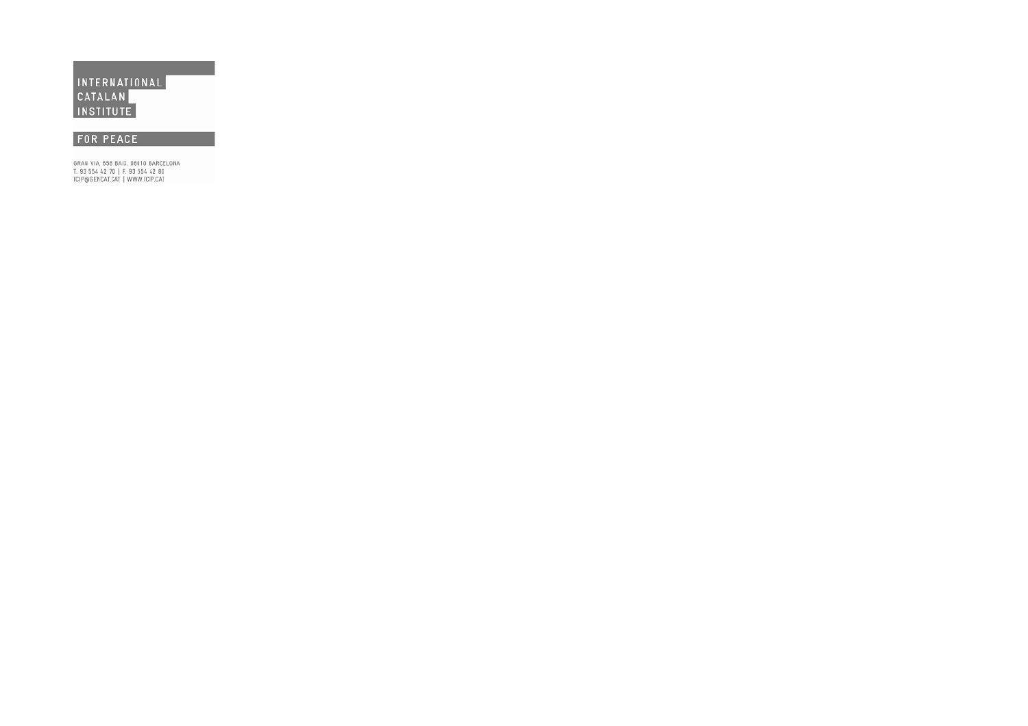INTERNATIONAL
CATALAN
INSTITUTE

FOR PEACE

GRAN VIA, 658 BAIX. 08010 BARCELONA
T. 93 554 42 70 | F. 93 554 42 80
ICIP@GENCAT.CAT | WWW.ICIP.CAT